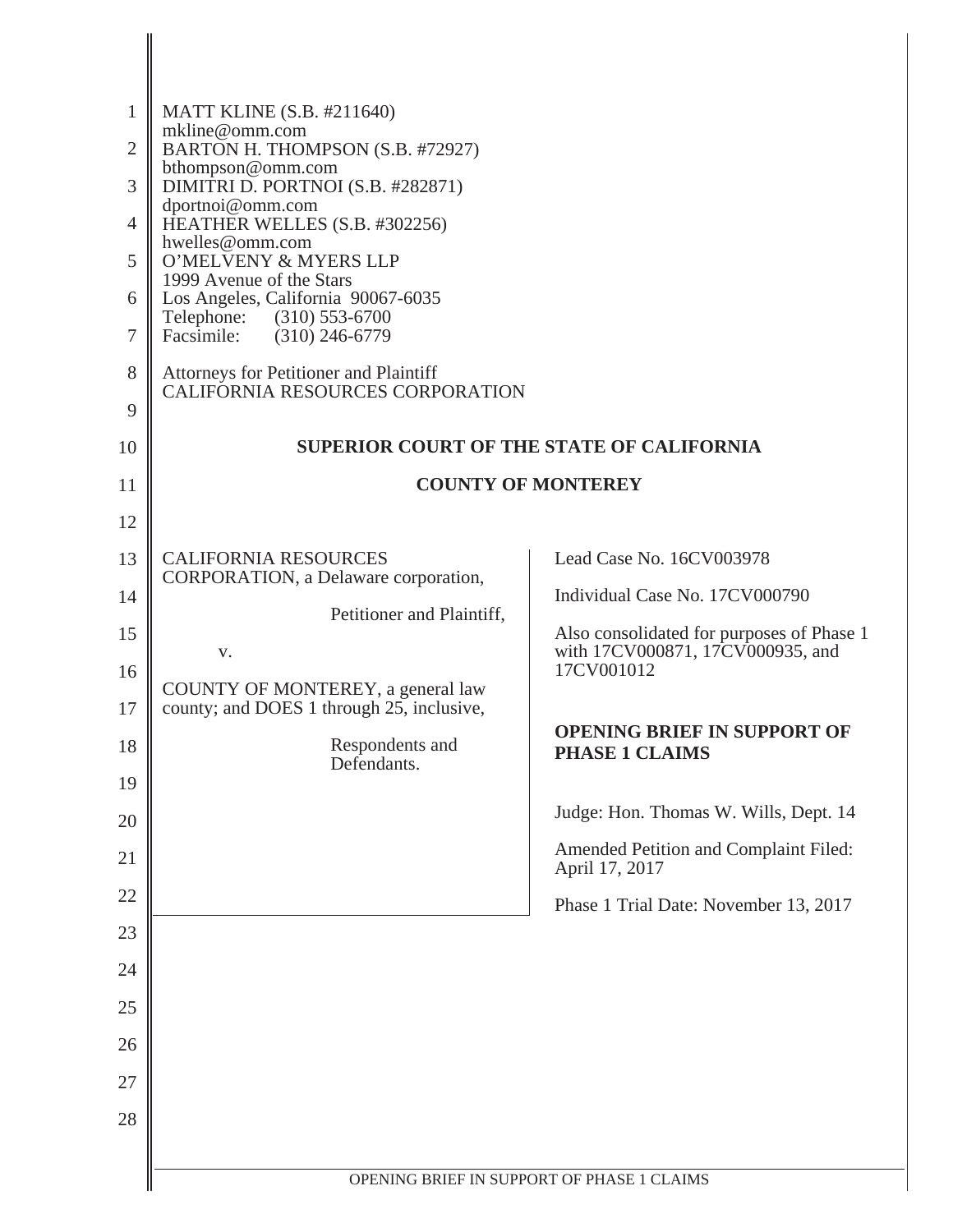MATT KLINE (S.B. #211640)
mkline@omm.com
BARTON H. THOMPSON (S.B. #72927)
bthompson@omm.com
DIMITRI D. PORTNOI (S.B. #282871)
dportnoi@omm.com
HEATHER WELLES (S.B. #302256)
hwelles@omm.com
O'MELVENY & MYERS LLP
1999 Avenue of the Stars
Los Angeles, California 90067-6035
Telephone: (310) 553-6700
Facsimile: (310) 246-6779

Attorneys for Petitioner and Plaintiff
CALIFORNIA RESOURCES CORPORATION

**SUPERIOR COURT OF THE STATE OF CALIFORNIA**

**COUNTY OF MONTEREY**

| | |
|---|---|
| CALIFORNIA RESOURCES CORPORATION, a Delaware corporation,<br><br>Petitioner and Plaintiff,<br><br>v.<br><br>COUNTY OF MONTEREY, a general law county; and DOES 1 through 25, inclusive,<br><br>Respondents and Defendants. | Lead Case No. 16CV003978<br><br>Individual Case No. 17CV000790<br><br>Also consolidated for purposes of Phase 1 with 17CV000871, 17CV000935, and 17CV001012<br><br>**OPENING BRIEF IN SUPPORT OF PHASE 1 CLAIMS**<br><br>Judge: Hon. Thomas W. Wills, Dept. 14<br><br>Amended Petition and Complaint Filed: April 17, 2017<br><br>Phase 1 Trial Date: November 13, 2017 |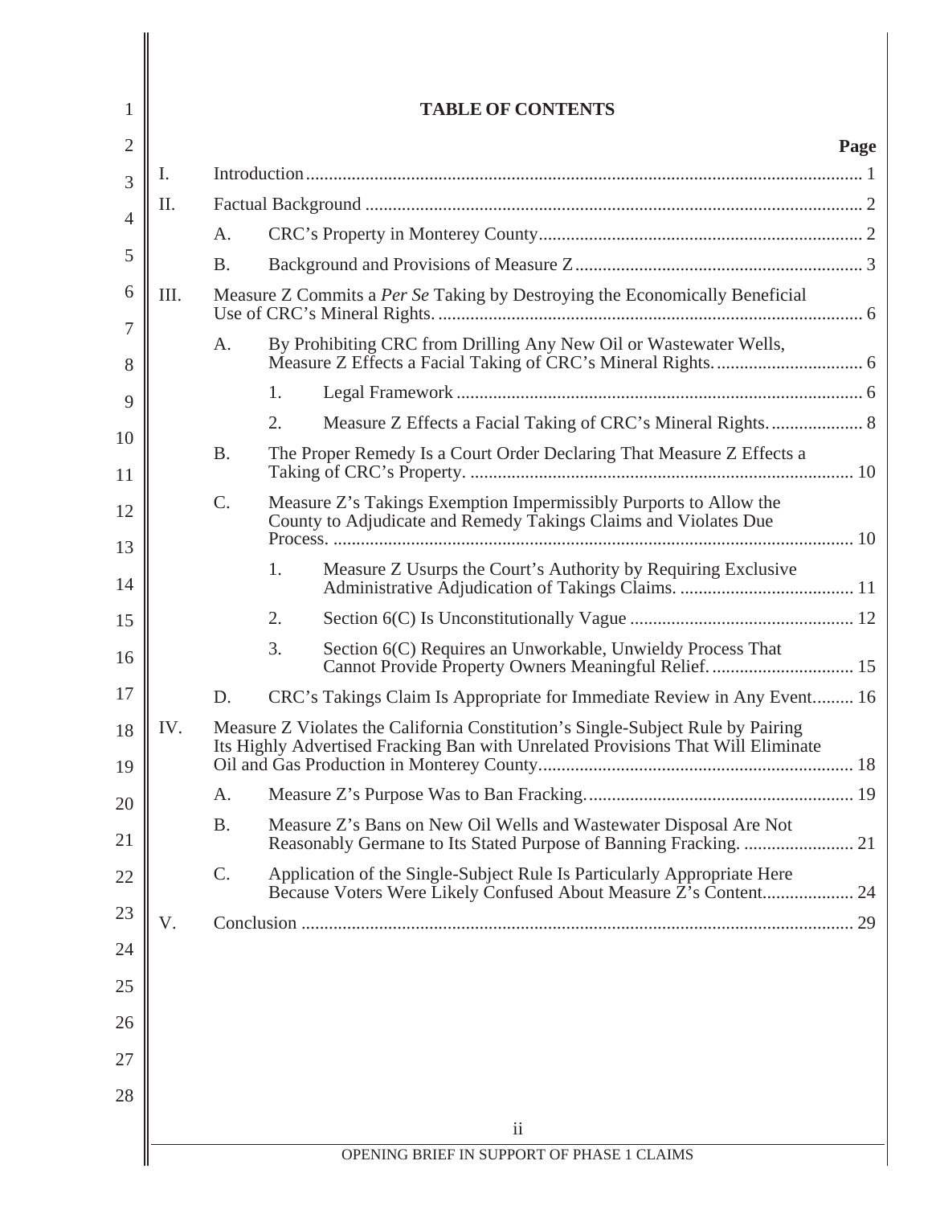# TABLE OF CONTENTS

| | Page |
|---|---|
| I. Introduction | 1 |
| II. Factual Background | 2 |
| A. CRC's Property in Monterey County | 2 |
| B. Background and Provisions of Measure Z | 3 |
| III. Measure Z Commits a *Per Se* Taking by Destroying the Economically Beneficial Use of CRC's Mineral Rights. | 6 |
| A. By Prohibiting CRC from Drilling Any New Oil or Wastewater Wells, Measure Z Effects a Facial Taking of CRC's Mineral Rights. | 6 |
| 1. Legal Framework | 6 |
| 2. Measure Z Effects a Facial Taking of CRC's Mineral Rights. | 8 |
| B. The Proper Remedy Is a Court Order Declaring That Measure Z Effects a Taking of CRC's Property. | 10 |
| C. Measure Z's Takings Exemption Impermissibly Purports to Allow the County to Adjudicate and Remedy Takings Claims and Violates Due Process. | 10 |
| 1. Measure Z Usurps the Court's Authority by Requiring Exclusive Administrative Adjudication of Takings Claims. | 11 |
| 2. Section 6(C) Is Unconstitutionally Vague | 12 |
| 3. Section 6(C) Requires an Unworkable, Unwieldy Process That Cannot Provide Property Owners Meaningful Relief. | 15 |
| D. CRC's Takings Claim Is Appropriate for Immediate Review in Any Event. | 16 |
| IV. Measure Z Violates the California Constitution's Single-Subject Rule by Pairing Its Highly Advertised Fracking Ban with Unrelated Provisions That Will Eliminate Oil and Gas Production in Monterey County | 18 |
| A. Measure Z's Purpose Was to Ban Fracking. | 19 |
| B. Measure Z's Bans on New Oil Wells and Wastewater Disposal Are Not Reasonably Germane to Its Stated Purpose of Banning Fracking. | 21 |
| C. Application of the Single-Subject Rule Is Particularly Appropriate Here Because Voters Were Likely Confused About Measure Z's Content | 24 |
| V. Conclusion | 29 |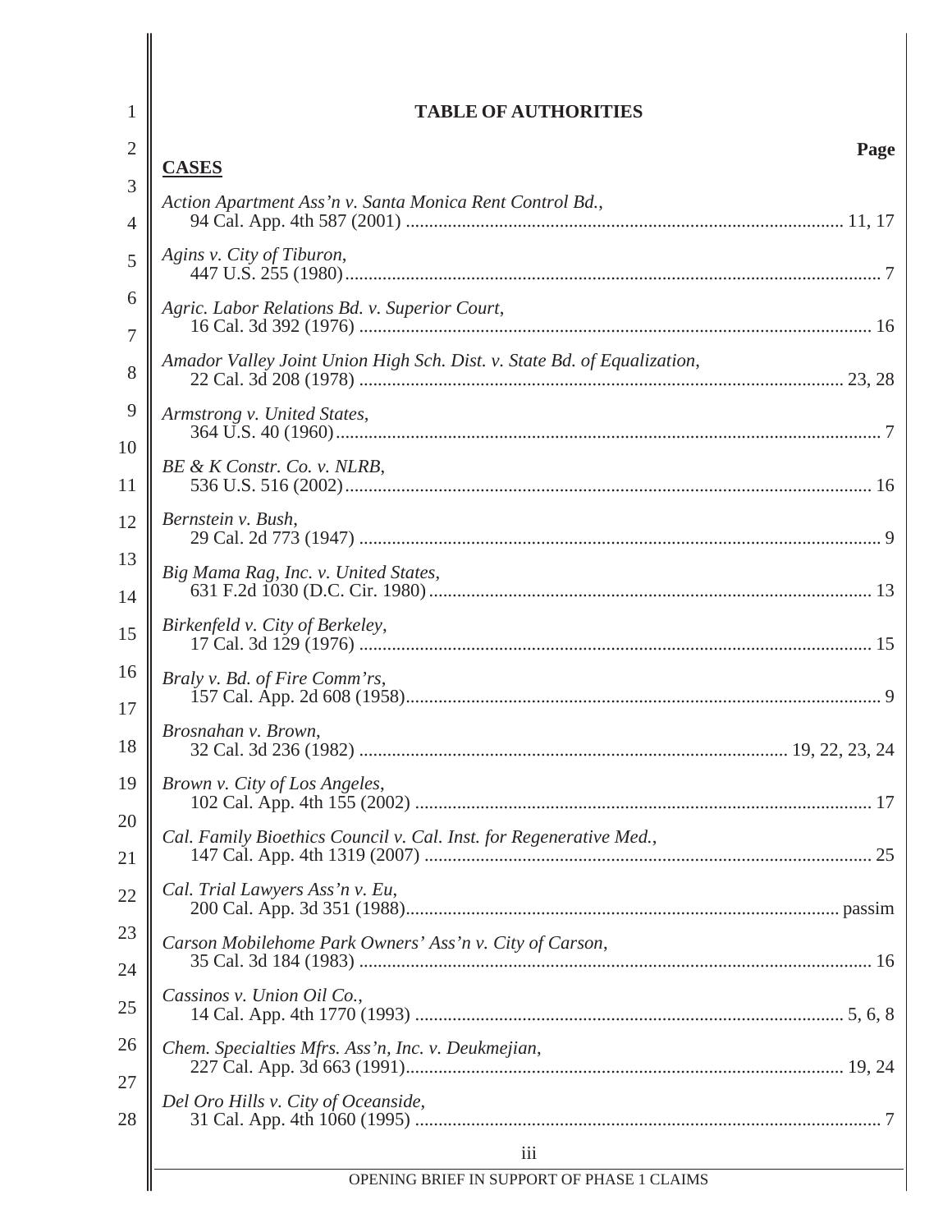# TABLE OF AUTHORITIES

Page

**CASES**

*Action Apartment Ass'n v. Santa Monica Rent Control Bd.*,
94 Cal. App. 4th 587 (2001) .......... 11, 17

*Agins v. City of Tiburon*,
447 U.S. 255 (1980) .......... 7

*Agric. Labor Relations Bd. v. Superior Court*,
16 Cal. 3d 392 (1976) .......... 16

*Amador Valley Joint Union High Sch. Dist. v. State Bd. of Equalization*,
22 Cal. 3d 208 (1978) .......... 23, 28

*Armstrong v. United States*,
364 U.S. 40 (1960) .......... 7

*BE & K Constr. Co. v. NLRB*,
536 U.S. 516 (2002) .......... 16

*Bernstein v. Bush*,
29 Cal. 2d 773 (1947) .......... 9

*Big Mama Rag, Inc. v. United States*,
631 F.2d 1030 (D.C. Cir. 1980) .......... 13

*Birkenfeld v. City of Berkeley*,
17 Cal. 3d 129 (1976) .......... 15

*Braly v. Bd. of Fire Comm'rs*,
157 Cal. App. 2d 608 (1958) .......... 9

*Brosnahan v. Brown*,
32 Cal. 3d 236 (1982) .......... 19, 22, 23, 24

*Brown v. City of Los Angeles*,
102 Cal. App. 4th 155 (2002) .......... 17

*Cal. Family Bioethics Council v. Cal. Inst. for Regenerative Med.*,
147 Cal. App. 4th 1319 (2007) .......... 25

*Cal. Trial Lawyers Ass'n v. Eu*,
200 Cal. App. 3d 351 (1988) .......... passim

*Carson Mobilehome Park Owners' Ass'n v. City of Carson*,
35 Cal. 3d 184 (1983) .......... 16

*Cassinos v. Union Oil Co.*,
14 Cal. App. 4th 1770 (1993) .......... 5, 6, 8

*Chem. Specialties Mfrs. Ass'n, Inc. v. Deukmejian*,
227 Cal. App. 3d 663 (1991) .......... 19, 24

*Del Oro Hills v. City of Oceanside*,
31 Cal. App. 4th 1060 (1995) .......... 7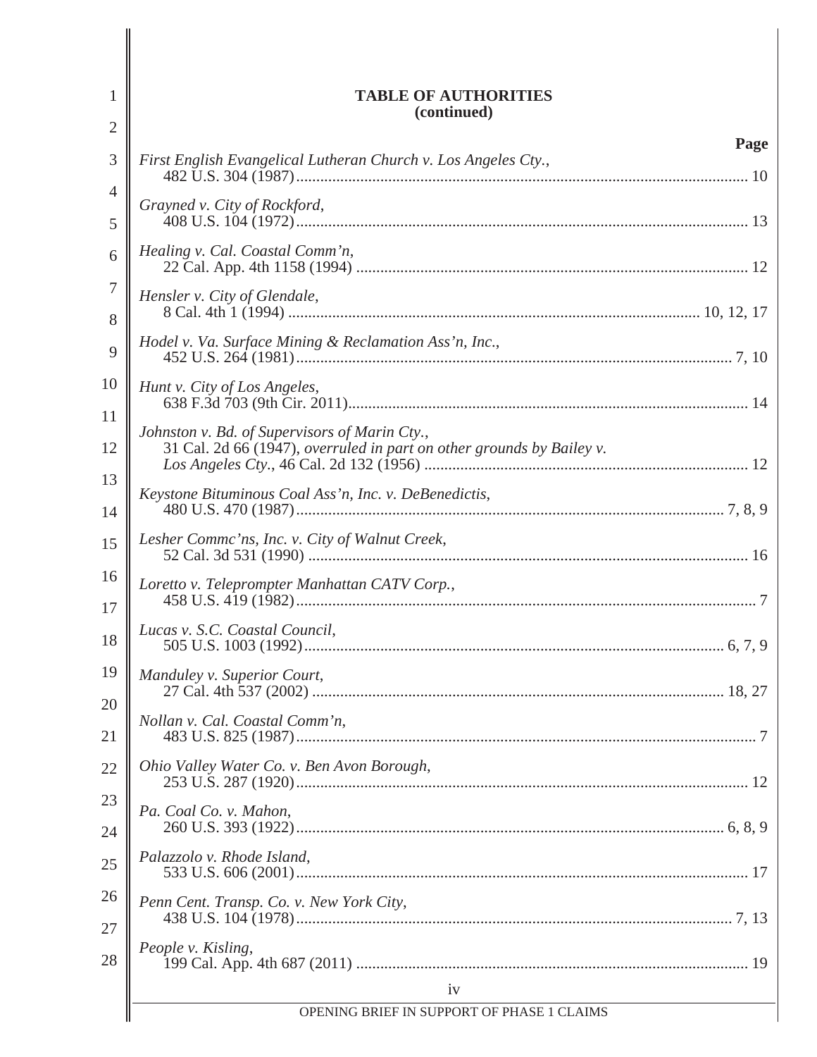**TABLE OF AUTHORITIES**
**(continued)**

**Page**

*First English Evangelical Lutheran Church v. Los Angeles Cty.*,
482 U.S. 304 (1987) ... 10

*Grayned v. City of Rockford*,
408 U.S. 104 (1972) ... 13

*Healing v. Cal. Coastal Comm'n*,
22 Cal. App. 4th 1158 (1994) ... 12

*Hensler v. City of Glendale*,
8 Cal. 4th 1 (1994) ... 10, 12, 17

*Hodel v. Va. Surface Mining & Reclamation Ass'n, Inc.*,
452 U.S. 264 (1981) ... 7, 10

*Hunt v. City of Los Angeles*,
638 F.3d 703 (9th Cir. 2011) ... 14

*Johnston v. Bd. of Supervisors of Marin Cty.*,
31 Cal. 2d 66 (1947), *overruled in part on other grounds by Bailey v. Los Angeles Cty.*, 46 Cal. 2d 132 (1956) ... 12

*Keystone Bituminous Coal Ass'n, Inc. v. DeBenedictis*,
480 U.S. 470 (1987) ... 7, 8, 9

*Lesher Commc'ns, Inc. v. City of Walnut Creek*,
52 Cal. 3d 531 (1990) ... 16

*Loretto v. Teleprompter Manhattan CATV Corp.*,
458 U.S. 419 (1982) ... 7

*Lucas v. S.C. Coastal Council*,
505 U.S. 1003 (1992) ... 6, 7, 9

*Manduley v. Superior Court*,
27 Cal. 4th 537 (2002) ... 18, 27

*Nollan v. Cal. Coastal Comm'n*,
483 U.S. 825 (1987) ... 7

*Ohio Valley Water Co. v. Ben Avon Borough*,
253 U.S. 287 (1920) ... 12

*Pa. Coal Co. v. Mahon*,
260 U.S. 393 (1922) ... 6, 8, 9

*Palazzolo v. Rhode Island*,
533 U.S. 606 (2001) ... 17

*Penn Cent. Transp. Co. v. New York City*,
438 U.S. 104 (1978) ... 7, 13

*People v. Kisling*,
199 Cal. App. 4th 687 (2011) ... 19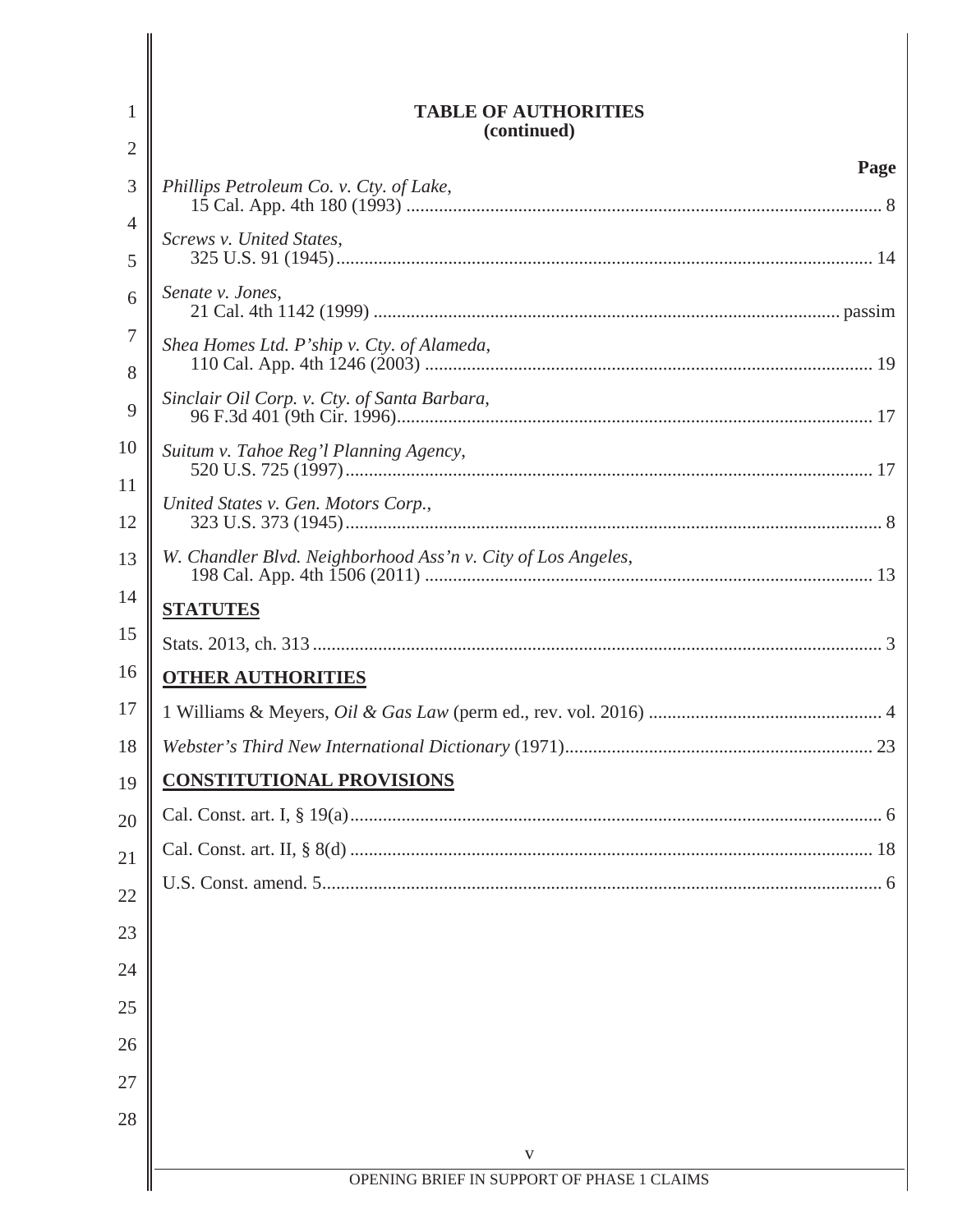## TABLE OF AUTHORITIES
**(continued)**

**Page**

*Phillips Petroleum Co. v. Cty. of Lake*, 15 Cal. App. 4th 180 (1993) .................... 8

*Screws v. United States*, 325 U.S. 91 (1945) .................... 14

*Senate v. Jones*, 21 Cal. 4th 1142 (1999) .................... passim

*Shea Homes Ltd. P'ship v. Cty. of Alameda*, 110 Cal. App. 4th 1246 (2003) .................... 19

*Sinclair Oil Corp. v. Cty. of Santa Barbara*, 96 F.3d 401 (9th Cir. 1996) .................... 17

*Suitum v. Tahoe Reg'l Planning Agency*, 520 U.S. 725 (1997) .................... 17

*United States v. Gen. Motors Corp.*, 323 U.S. 373 (1945) .................... 8

*W. Chandler Blvd. Neighborhood Ass'n v. City of Los Angeles*, 198 Cal. App. 4th 1506 (2011) .................... 13

**STATUTES**

Stats. 2013, ch. 313 .................... 3

**OTHER AUTHORITIES**

1 Williams & Meyers, *Oil & Gas Law* (perm ed., rev. vol. 2016) .................... 4

*Webster's Third New International Dictionary* (1971) .................... 23

**CONSTITUTIONAL PROVISIONS**

Cal. Const. art. I, § 19(a) .................... 6

Cal. Const. art. II, § 8(d) .................... 18

U.S. Const. amend. 5 .................... 6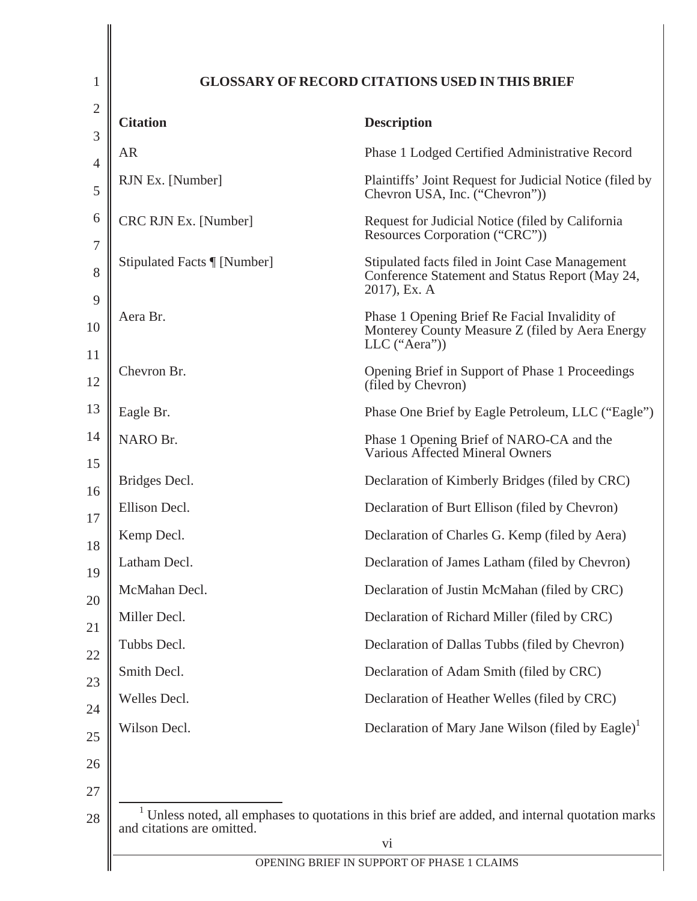## GLOSSARY OF RECORD CITATIONS USED IN THIS BRIEF

| Citation | Description |
|---|---|
| AR | Phase 1 Lodged Certified Administrative Record |
| RJN Ex. [Number] | Plaintiffs' Joint Request for Judicial Notice (filed by Chevron USA, Inc. ("Chevron")) |
| CRC RJN Ex. [Number] | Request for Judicial Notice (filed by California Resources Corporation ("CRC")) |
| Stipulated Facts ¶ [Number] | Stipulated facts filed in Joint Case Management Conference Statement and Status Report (May 24, 2017), Ex. A |
| Aera Br. | Phase 1 Opening Brief Re Facial Invalidity of Monterey County Measure Z (filed by Aera Energy LLC ("Aera")) |
| Chevron Br. | Opening Brief in Support of Phase 1 Proceedings (filed by Chevron) |
| Eagle Br. | Phase One Brief by Eagle Petroleum, LLC ("Eagle") |
| NARO Br. | Phase 1 Opening Brief of NARO-CA and the Various Affected Mineral Owners |
| Bridges Decl. | Declaration of Kimberly Bridges (filed by CRC) |
| Ellison Decl. | Declaration of Burt Ellison (filed by Chevron) |
| Kemp Decl. | Declaration of Charles G. Kemp (filed by Aera) |
| Latham Decl. | Declaration of James Latham (filed by Chevron) |
| McMahan Decl. | Declaration of Justin McMahan (filed by CRC) |
| Miller Decl. | Declaration of Richard Miller (filed by CRC) |
| Tubbs Decl. | Declaration of Dallas Tubbs (filed by Chevron) |
| Smith Decl. | Declaration of Adam Smith (filed by CRC) |
| Welles Decl. | Declaration of Heather Welles (filed by CRC) |
| Wilson Decl. | Declaration of Mary Jane Wilson (filed by Eagle)[1] |

[1] Unless noted, all emphases to quotations in this brief are added, and internal quotation marks and citations are omitted.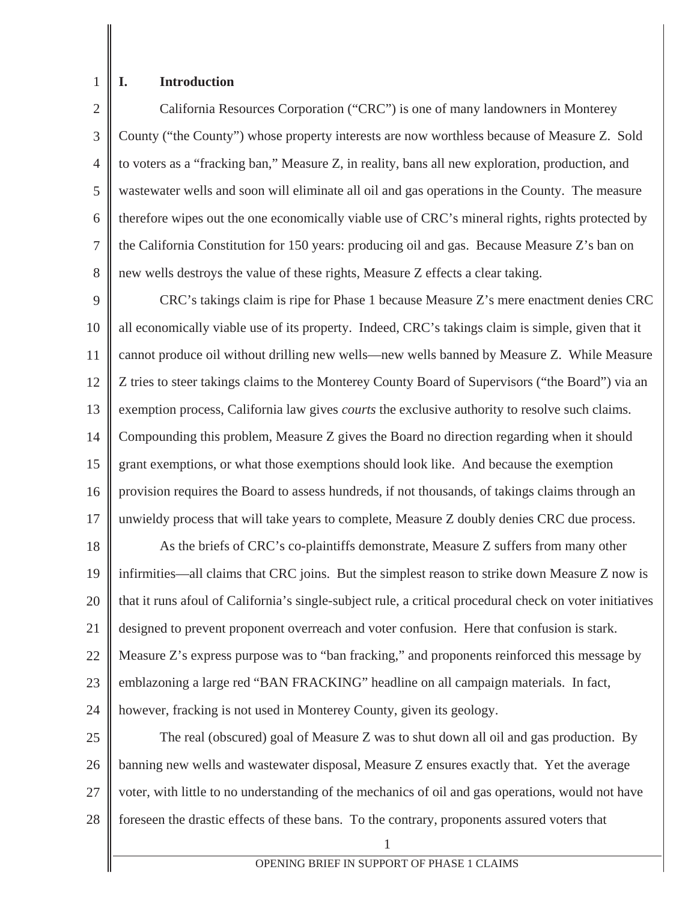## I. Introduction

California Resources Corporation ("CRC") is one of many landowners in Monterey County ("the County") whose property interests are now worthless because of Measure Z. Sold to voters as a "fracking ban," Measure Z, in reality, bans all new exploration, production, and wastewater wells and soon will eliminate all oil and gas operations in the County. The measure therefore wipes out the one economically viable use of CRC's mineral rights, rights protected by the California Constitution for 150 years: producing oil and gas. Because Measure Z's ban on new wells destroys the value of these rights, Measure Z effects a clear taking.

CRC's takings claim is ripe for Phase 1 because Measure Z's mere enactment denies CRC all economically viable use of its property. Indeed, CRC's takings claim is simple, given that it cannot produce oil without drilling new wells—new wells banned by Measure Z. While Measure Z tries to steer takings claims to the Monterey County Board of Supervisors ("the Board") via an exemption process, California law gives *courts* the exclusive authority to resolve such claims. Compounding this problem, Measure Z gives the Board no direction regarding when it should grant exemptions, or what those exemptions should look like. And because the exemption provision requires the Board to assess hundreds, if not thousands, of takings claims through an unwieldy process that will take years to complete, Measure Z doubly denies CRC due process.

As the briefs of CRC's co-plaintiffs demonstrate, Measure Z suffers from many other infirmities—all claims that CRC joins. But the simplest reason to strike down Measure Z now is that it runs afoul of California's single-subject rule, a critical procedural check on voter initiatives designed to prevent proponent overreach and voter confusion. Here that confusion is stark. Measure Z's express purpose was to "ban fracking," and proponents reinforced this message by emblazoning a large red "BAN FRACKING" headline on all campaign materials. In fact, however, fracking is not used in Monterey County, given its geology.

The real (obscured) goal of Measure Z was to shut down all oil and gas production. By banning new wells and wastewater disposal, Measure Z ensures exactly that. Yet the average voter, with little to no understanding of the mechanics of oil and gas operations, would not have foreseen the drastic effects of these bans. To the contrary, proponents assured voters that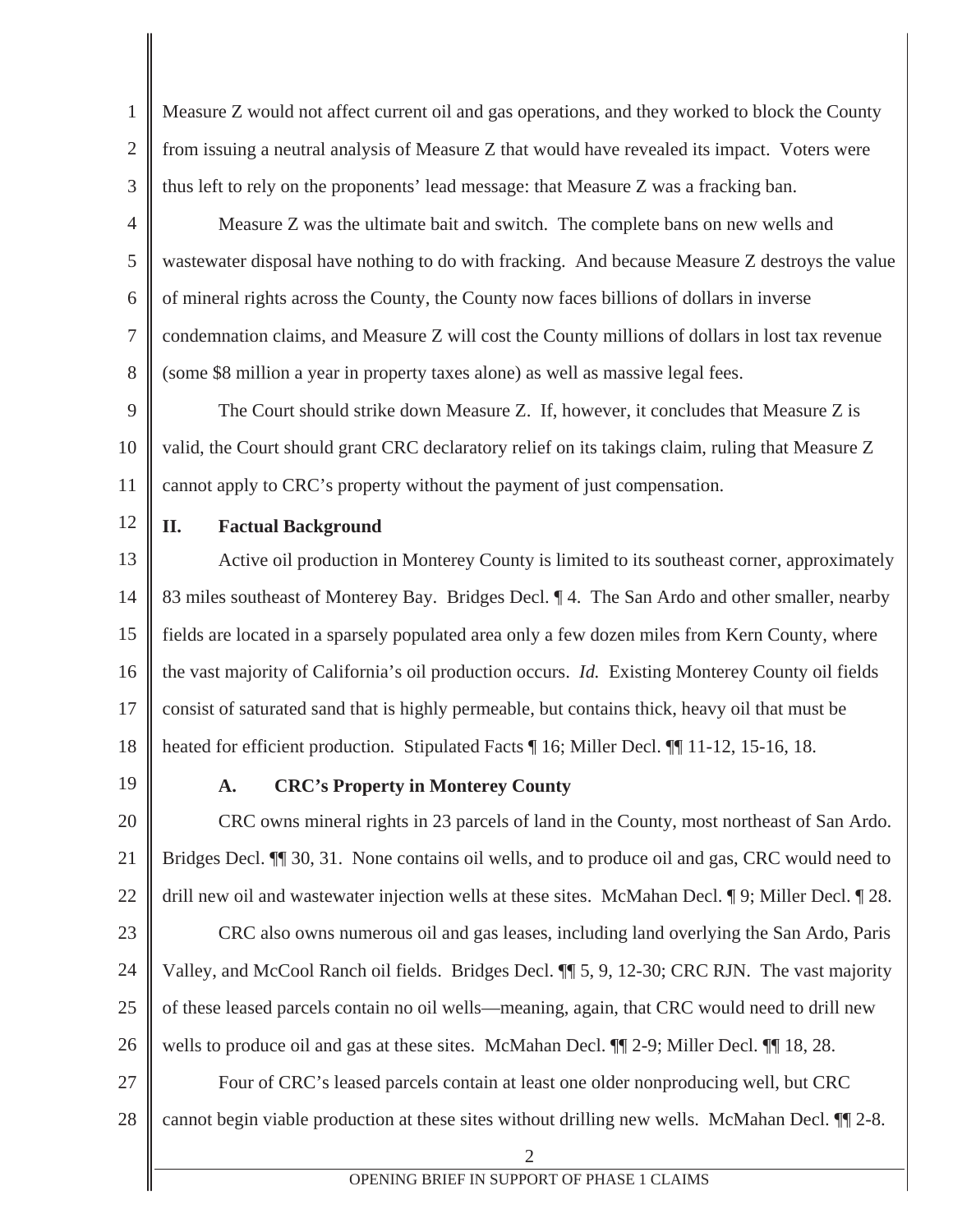Measure Z would not affect current oil and gas operations, and they worked to block the County from issuing a neutral analysis of Measure Z that would have revealed its impact. Voters were thus left to rely on the proponents' lead message: that Measure Z was a fracking ban.

Measure Z was the ultimate bait and switch. The complete bans on new wells and wastewater disposal have nothing to do with fracking. And because Measure Z destroys the value of mineral rights across the County, the County now faces billions of dollars in inverse condemnation claims, and Measure Z will cost the County millions of dollars in lost tax revenue (some $8 million a year in property taxes alone) as well as massive legal fees.

The Court should strike down Measure Z. If, however, it concludes that Measure Z is valid, the Court should grant CRC declaratory relief on its takings claim, ruling that Measure Z cannot apply to CRC's property without the payment of just compensation.

## II. Factual Background

Active oil production in Monterey County is limited to its southeast corner, approximately 83 miles southeast of Monterey Bay. Bridges Decl. ¶ 4. The San Ardo and other smaller, nearby fields are located in a sparsely populated area only a few dozen miles from Kern County, where the vast majority of California's oil production occurs. *Id.* Existing Monterey County oil fields consist of saturated sand that is highly permeable, but contains thick, heavy oil that must be heated for efficient production. Stipulated Facts ¶ 16; Miller Decl. ¶¶ 11-12, 15-16, 18.

### A. CRC's Property in Monterey County

CRC owns mineral rights in 23 parcels of land in the County, most northeast of San Ardo. Bridges Decl. ¶¶ 30, 31. None contains oil wells, and to produce oil and gas, CRC would need to drill new oil and wastewater injection wells at these sites. McMahan Decl. ¶ 9; Miller Decl. ¶ 28.

CRC also owns numerous oil and gas leases, including land overlying the San Ardo, Paris Valley, and McCool Ranch oil fields. Bridges Decl. ¶¶ 5, 9, 12-30; CRC RJN. The vast majority of these leased parcels contain no oil wells—meaning, again, that CRC would need to drill new wells to produce oil and gas at these sites. McMahan Decl. ¶¶ 2-9; Miller Decl. ¶¶ 18, 28.

Four of CRC's leased parcels contain at least one older nonproducing well, but CRC cannot begin viable production at these sites without drilling new wells. McMahan Decl. ¶¶ 2-8.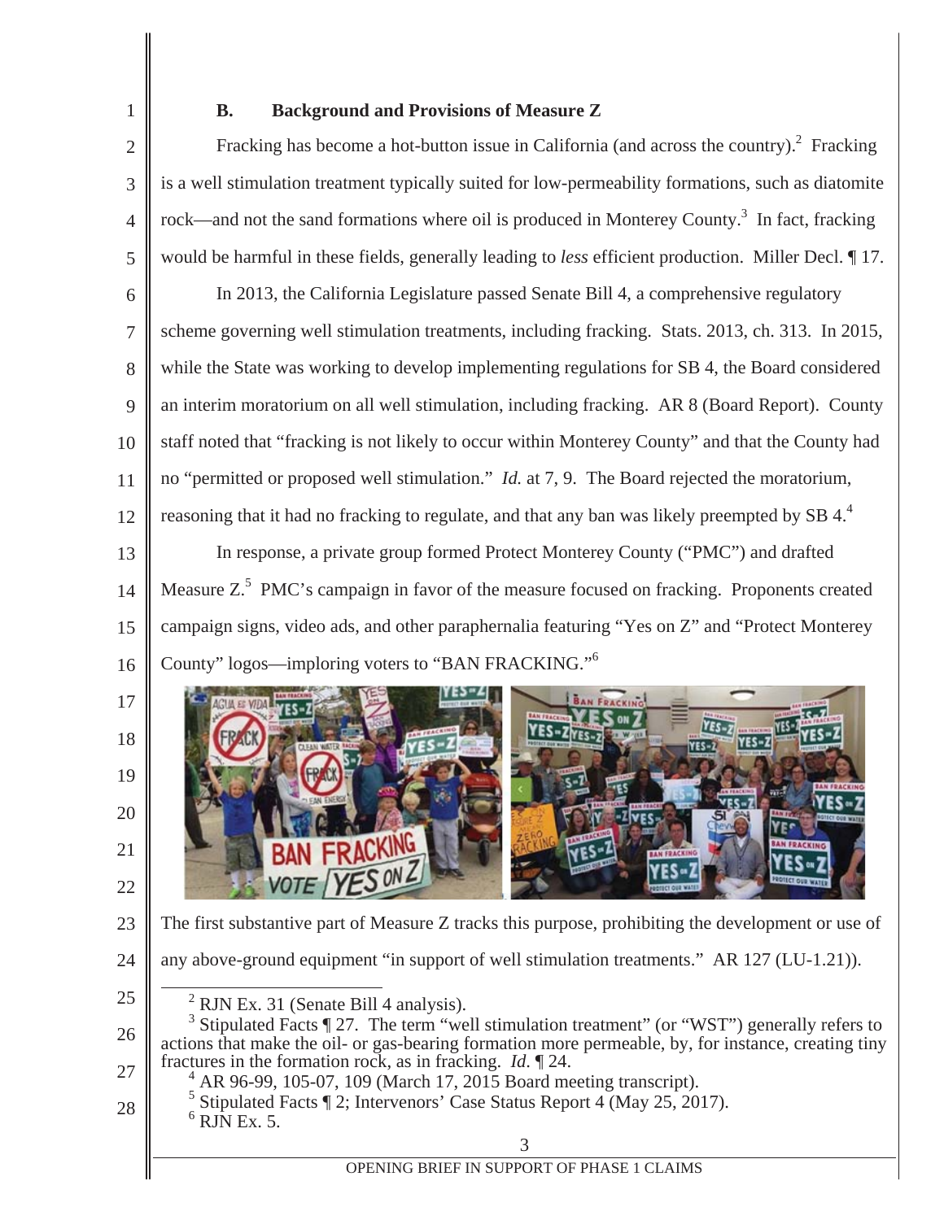### B. Background and Provisions of Measure Z

Fracking has become a hot-button issue in California (and across the country).[2] Fracking is a well stimulation treatment typically suited for low-permeability formations, such as diatomite rock—and not the sand formations where oil is produced in Monterey County.[3] In fact, fracking would be harmful in these fields, generally leading to *less* efficient production. Miller Decl. ¶ 17.

In 2013, the California Legislature passed Senate Bill 4, a comprehensive regulatory scheme governing well stimulation treatments, including fracking. Stats. 2013, ch. 313. In 2015, while the State was working to develop implementing regulations for SB 4, the Board considered an interim moratorium on all well stimulation, including fracking. AR 8 (Board Report). County staff noted that "fracking is not likely to occur within Monterey County" and that the County had no "permitted or proposed well stimulation." *Id.* at 7, 9. The Board rejected the moratorium, reasoning that it had no fracking to regulate, and that any ban was likely preempted by SB 4.[4]

In response, a private group formed Protect Monterey County ("PMC") and drafted Measure Z.[5] PMC's campaign in favor of the measure focused on fracking. Proponents created campaign signs, video ads, and other paraphernalia featuring "Yes on Z" and "Protect Monterey County" logos—imploring voters to "BAN FRACKING."[6]

The first substantive part of Measure Z tracks this purpose, prohibiting the development or use of any above-ground equipment "in support of well stimulation treatments." AR 127 (LU-1.21)).

---

[2] RJN Ex. 31 (Senate Bill 4 analysis).

[3] Stipulated Facts ¶ 27. The term "well stimulation treatment" (or "WST") generally refers to actions that make the oil- or gas-bearing formation more permeable, by, for instance, creating tiny fractures in the formation rock, as in fracking. *Id.* ¶ 24.

[4] AR 96-99, 105-07, 109 (March 17, 2015 Board meeting transcript).

[5] Stipulated Facts ¶ 2; Intervenors' Case Status Report 4 (May 25, 2017).

[6] RJN Ex. 5.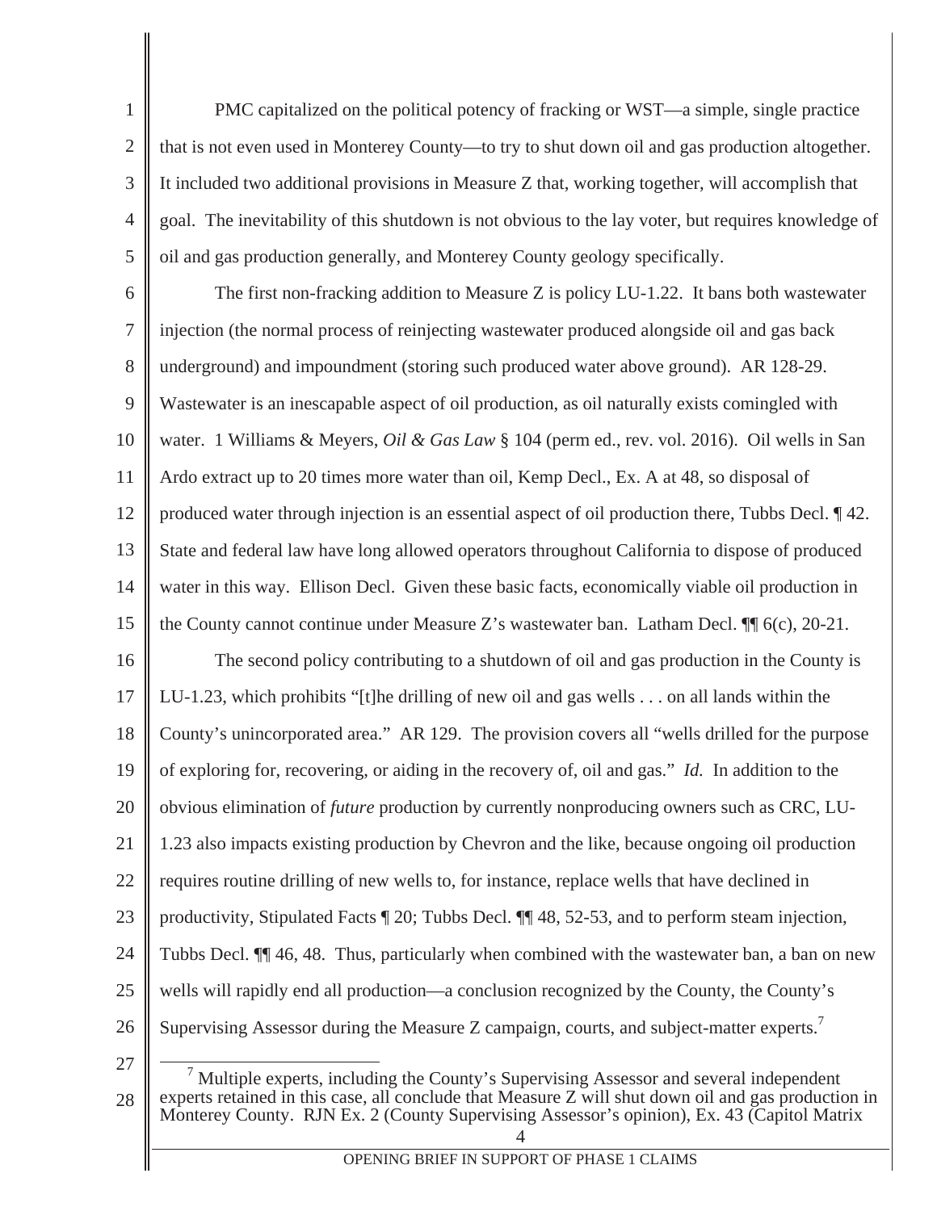PMC capitalized on the political potency of fracking or WST—a simple, single practice that is not even used in Monterey County—to try to shut down oil and gas production altogether. It included two additional provisions in Measure Z that, working together, will accomplish that goal. The inevitability of this shutdown is not obvious to the lay voter, but requires knowledge of oil and gas production generally, and Monterey County geology specifically.

The first non-fracking addition to Measure Z is policy LU-1.22. It bans both wastewater injection (the normal process of reinjecting wastewater produced alongside oil and gas back underground) and impoundment (storing such produced water above ground). AR 128-29. Wastewater is an inescapable aspect of oil production, as oil naturally exists comingled with water. 1 Williams & Meyers, *Oil & Gas Law* § 104 (perm ed., rev. vol. 2016). Oil wells in San Ardo extract up to 20 times more water than oil, Kemp Decl., Ex. A at 48, so disposal of produced water through injection is an essential aspect of oil production there, Tubbs Decl. ¶ 42. State and federal law have long allowed operators throughout California to dispose of produced water in this way. Ellison Decl. Given these basic facts, economically viable oil production in the County cannot continue under Measure Z's wastewater ban. Latham Decl. ¶¶ 6(c), 20-21.

The second policy contributing to a shutdown of oil and gas production in the County is LU-1.23, which prohibits "[t]he drilling of new oil and gas wells . . . on all lands within the County's unincorporated area." AR 129. The provision covers all "wells drilled for the purpose of exploring for, recovering, or aiding in the recovery of, oil and gas." *Id.* In addition to the obvious elimination of *future* production by currently nonproducing owners such as CRC, LU-1.23 also impacts existing production by Chevron and the like, because ongoing oil production requires routine drilling of new wells to, for instance, replace wells that have declined in productivity, Stipulated Facts ¶ 20; Tubbs Decl. ¶¶ 48, 52-53, and to perform steam injection, Tubbs Decl. ¶¶ 46, 48. Thus, particularly when combined with the wastewater ban, a ban on new wells will rapidly end all production—a conclusion recognized by the County, the County's Supervising Assessor during the Measure Z campaign, courts, and subject-matter experts.[7]

---

[7] Multiple experts, including the County's Supervising Assessor and several independent experts retained in this case, all conclude that Measure Z will shut down oil and gas production in Monterey County. RJN Ex. 2 (County Supervising Assessor's opinion), Ex. 43 (Capitol Matrix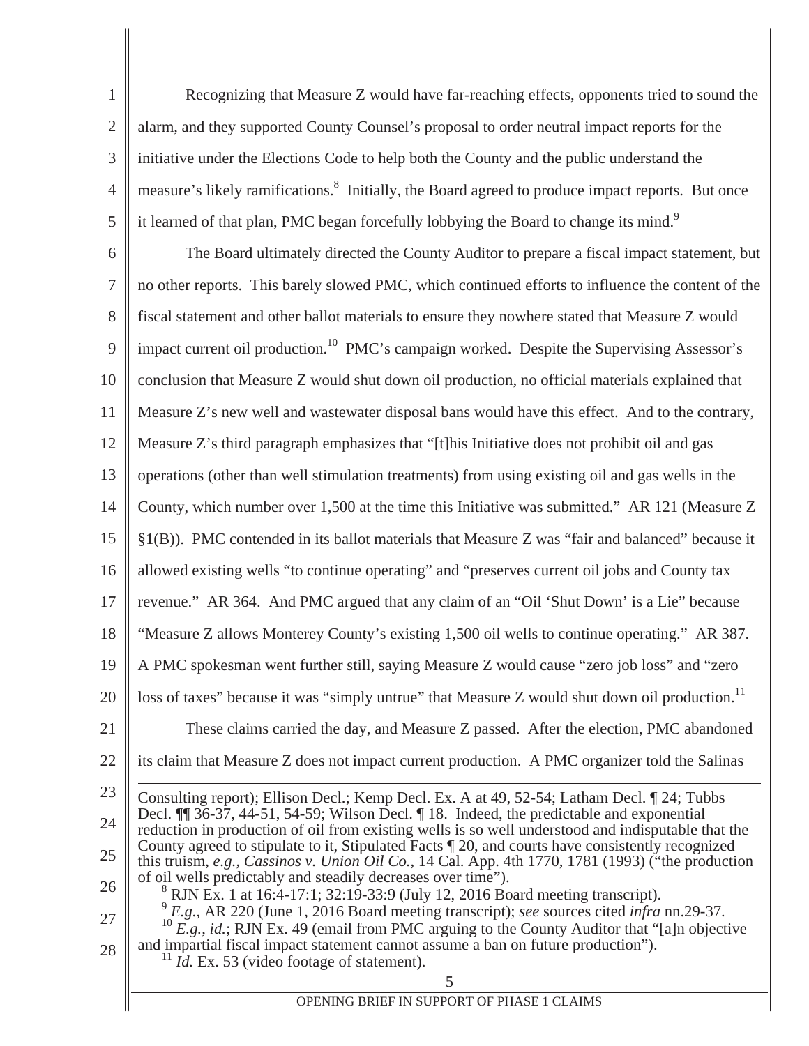Recognizing that Measure Z would have far-reaching effects, opponents tried to sound the alarm, and they supported County Counsel's proposal to order neutral impact reports for the initiative under the Elections Code to help both the County and the public understand the measure's likely ramifications.[8] Initially, the Board agreed to produce impact reports. But once it learned of that plan, PMC began forcefully lobbying the Board to change its mind.[9]

The Board ultimately directed the County Auditor to prepare a fiscal impact statement, but no other reports. This barely slowed PMC, which continued efforts to influence the content of the fiscal statement and other ballot materials to ensure they nowhere stated that Measure Z would impact current oil production.[10] PMC's campaign worked. Despite the Supervising Assessor's conclusion that Measure Z would shut down oil production, no official materials explained that Measure Z's new well and wastewater disposal bans would have this effect. And to the contrary, Measure Z's third paragraph emphasizes that "[t]his Initiative does not prohibit oil and gas operations (other than well stimulation treatments) from using existing oil and gas wells in the County, which number over 1,500 at the time this Initiative was submitted." AR 121 (Measure Z §1(B)). PMC contended in its ballot materials that Measure Z was "fair and balanced" because it allowed existing wells "to continue operating" and "preserves current oil jobs and County tax revenue." AR 364. And PMC argued that any claim of an "Oil 'Shut Down' is a Lie" because "Measure Z allows Monterey County's existing 1,500 oil wells to continue operating." AR 387. A PMC spokesman went further still, saying Measure Z would cause "zero job loss" and "zero loss of taxes" because it was "simply untrue" that Measure Z would shut down oil production.[11]

These claims carried the day, and Measure Z passed. After the election, PMC abandoned its claim that Measure Z does not impact current production. A PMC organizer told the Salinas

---

Consulting report); Ellison Decl.; Kemp Decl. Ex. A at 49, 52-54; Latham Decl. ¶ 24; Tubbs Decl. ¶¶ 36-37, 44-51, 54-59; Wilson Decl. ¶ 18. Indeed, the predictable and exponential reduction in production of oil from existing wells is so well understood and indisputable that the County agreed to stipulate to it, Stipulated Facts ¶ 20, and courts have consistently recognized this truism, *e.g.*, *Cassinos v. Union Oil Co.*, 14 Cal. App. 4th 1770, 1781 (1993) ("the production of oil wells predictably and steadily decreases over time").

[8] RJN Ex. 1 at 16:4-17:1; 32:19-33:9 (July 12, 2016 Board meeting transcript).

[9] *E.g.*, AR 220 (June 1, 2016 Board meeting transcript); *see* sources cited *infra* nn.29-37.

[10] *E.g.*, *id.*; RJN Ex. 49 (email from PMC arguing to the County Auditor that "[a]n objective and impartial fiscal impact statement cannot assume a ban on future production").

[11] *Id.* Ex. 53 (video footage of statement).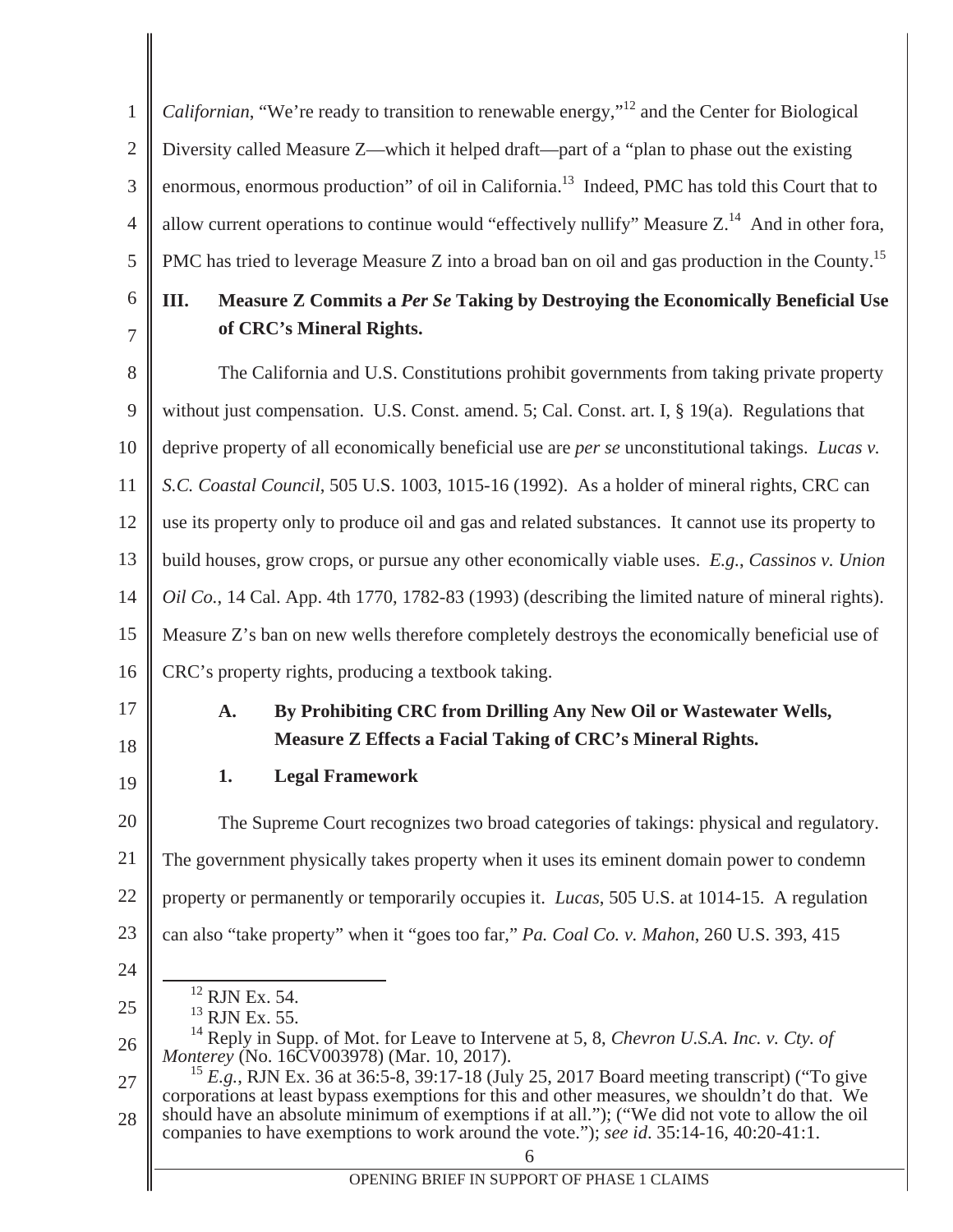*Californian*, "We're ready to transition to renewable energy,"[12] and the Center for Biological Diversity called Measure Z—which it helped draft—part of a "plan to phase out the existing enormous, enormous production" of oil in California.[13] Indeed, PMC has told this Court that to allow current operations to continue would "effectively nullify" Measure Z.[14] And in other fora, PMC has tried to leverage Measure Z into a broad ban on oil and gas production in the County.[15]

## III. Measure Z Commits a *Per Se* Taking by Destroying the Economically Beneficial Use of CRC's Mineral Rights.

The California and U.S. Constitutions prohibit governments from taking private property without just compensation. U.S. Const. amend. 5; Cal. Const. art. I, § 19(a). Regulations that deprive property of all economically beneficial use are *per se* unconstitutional takings. *Lucas v. S.C. Coastal Council*, 505 U.S. 1003, 1015-16 (1992). As a holder of mineral rights, CRC can use its property only to produce oil and gas and related substances. It cannot use its property to build houses, grow crops, or pursue any other economically viable uses. *E.g.*, *Cassinos v. Union Oil Co.*, 14 Cal. App. 4th 1770, 1782-83 (1993) (describing the limited nature of mineral rights). Measure Z's ban on new wells therefore completely destroys the economically beneficial use of CRC's property rights, producing a textbook taking.

### A. By Prohibiting CRC from Drilling Any New Oil or Wastewater Wells, Measure Z Effects a Facial Taking of CRC's Mineral Rights.

#### 1. Legal Framework

The Supreme Court recognizes two broad categories of takings: physical and regulatory. The government physically takes property when it uses its eminent domain power to condemn property or permanently or temporarily occupies it. *Lucas*, 505 U.S. at 1014-15. A regulation can also "take property" when it "goes too far," *Pa. Coal Co. v. Mahon*, 260 U.S. 393, 415

---

[12] RJN Ex. 54.

[13] RJN Ex. 55.

[14] Reply in Supp. of Mot. for Leave to Intervene at 5, 8, *Chevron U.S.A. Inc. v. Cty. of Monterey* (No. 16CV003978) (Mar. 10, 2017).

[15] *E.g.*, RJN Ex. 36 at 36:5-8, 39:17-18 (July 25, 2017 Board meeting transcript) ("To give corporations at least bypass exemptions for this and other measures, we shouldn't do that. We should have an absolute minimum of exemptions if at all."); ("We did not vote to allow the oil companies to have exemptions to work around the vote."); *see id.* 35:14-16, 40:20-41:1.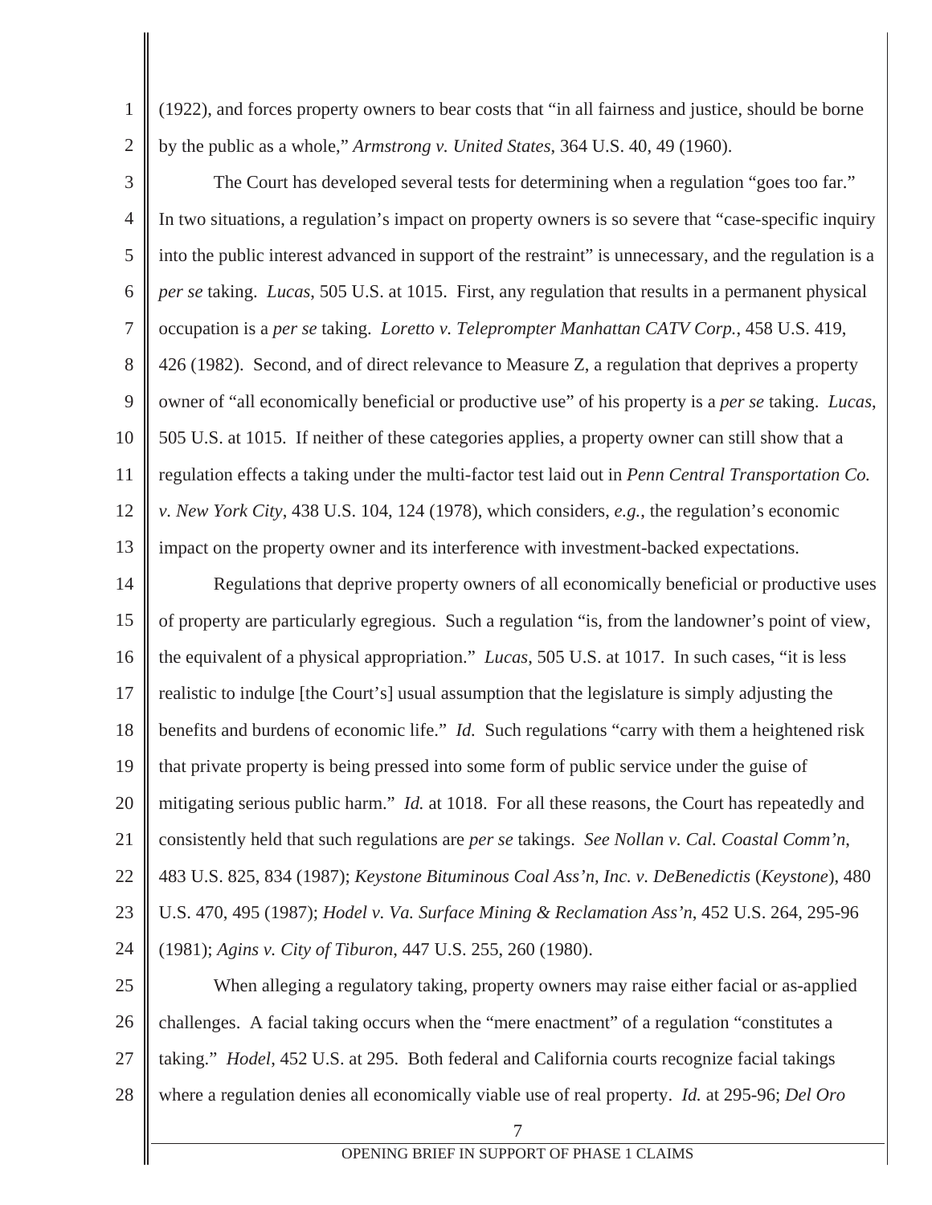(1922), and forces property owners to bear costs that "in all fairness and justice, should be borne by the public as a whole," *Armstrong v. United States*, 364 U.S. 40, 49 (1960).

The Court has developed several tests for determining when a regulation "goes too far." In two situations, a regulation's impact on property owners is so severe that "case-specific inquiry into the public interest advanced in support of the restraint" is unnecessary, and the regulation is a *per se* taking. *Lucas*, 505 U.S. at 1015. First, any regulation that results in a permanent physical occupation is a *per se* taking. *Loretto v. Teleprompter Manhattan CATV Corp.*, 458 U.S. 419, 426 (1982). Second, and of direct relevance to Measure Z, a regulation that deprives a property owner of "all economically beneficial or productive use" of his property is a *per se* taking. *Lucas*, 505 U.S. at 1015. If neither of these categories applies, a property owner can still show that a regulation effects a taking under the multi-factor test laid out in *Penn Central Transportation Co. v. New York City*, 438 U.S. 104, 124 (1978), which considers, *e.g.*, the regulation's economic impact on the property owner and its interference with investment-backed expectations.

Regulations that deprive property owners of all economically beneficial or productive uses of property are particularly egregious. Such a regulation "is, from the landowner's point of view, the equivalent of a physical appropriation." *Lucas*, 505 U.S. at 1017. In such cases, "it is less realistic to indulge [the Court's] usual assumption that the legislature is simply adjusting the benefits and burdens of economic life." *Id.* Such regulations "carry with them a heightened risk that private property is being pressed into some form of public service under the guise of mitigating serious public harm." *Id.* at 1018. For all these reasons, the Court has repeatedly and consistently held that such regulations are *per se* takings. *See Nollan v. Cal. Coastal Comm'n*, 483 U.S. 825, 834 (1987); *Keystone Bituminous Coal Ass'n, Inc. v. DeBenedictis* (*Keystone*), 480 U.S. 470, 495 (1987); *Hodel v. Va. Surface Mining & Reclamation Ass'n*, 452 U.S. 264, 295-96 (1981); *Agins v. City of Tiburon*, 447 U.S. 255, 260 (1980).

When alleging a regulatory taking, property owners may raise either facial or as-applied challenges. A facial taking occurs when the "mere enactment" of a regulation "constitutes a taking." *Hodel*, 452 U.S. at 295. Both federal and California courts recognize facial takings where a regulation denies all economically viable use of real property. *Id.* at 295-96; *Del Oro*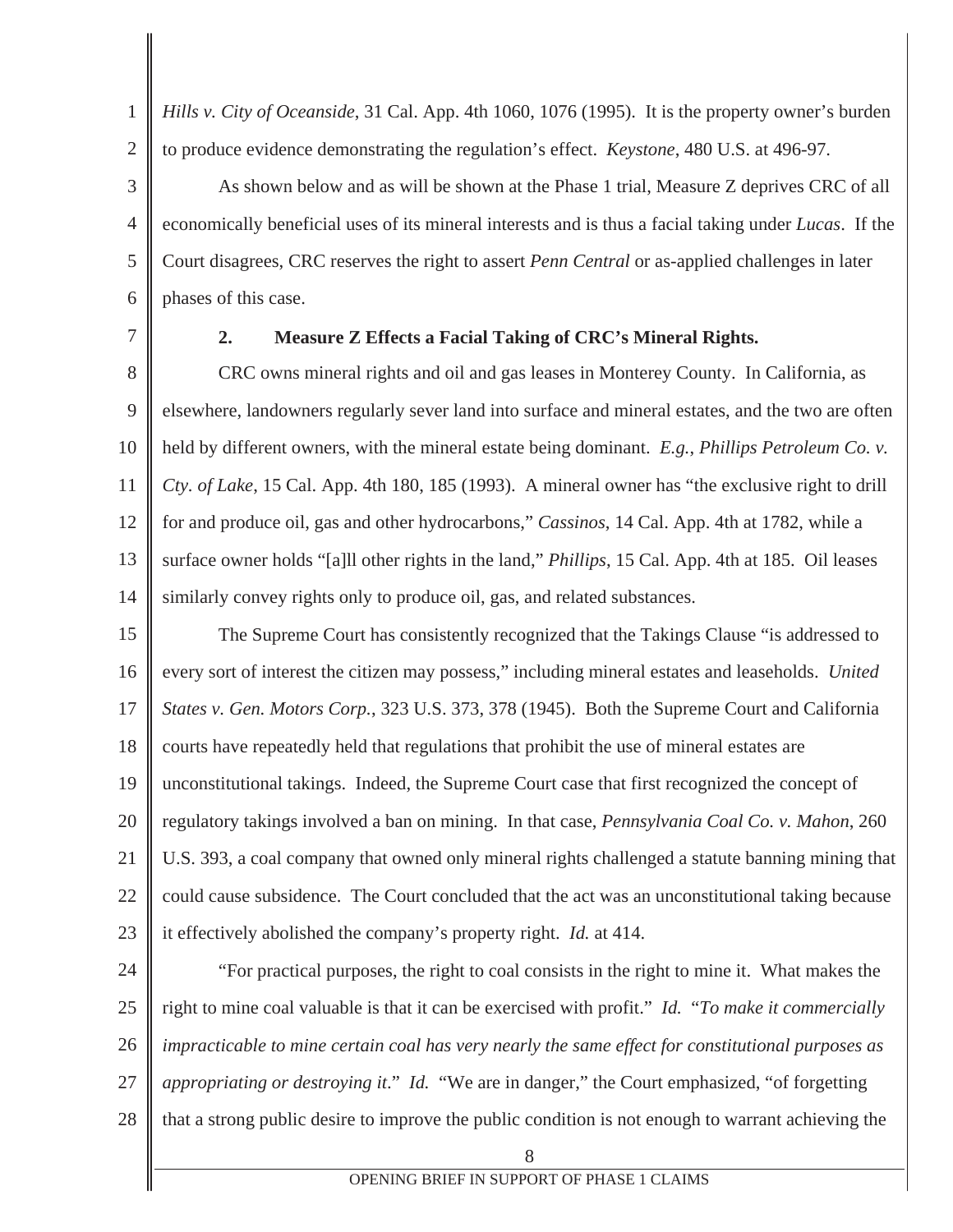*Hills v. City of Oceanside*, 31 Cal. App. 4th 1060, 1076 (1995). It is the property owner's burden to produce evidence demonstrating the regulation's effect. *Keystone*, 480 U.S. at 496-97.

As shown below and as will be shown at the Phase 1 trial, Measure Z deprives CRC of all economically beneficial uses of its mineral interests and is thus a facial taking under *Lucas*. If the Court disagrees, CRC reserves the right to assert *Penn Central* or as-applied challenges in later phases of this case.

### 2. Measure Z Effects a Facial Taking of CRC's Mineral Rights.

CRC owns mineral rights and oil and gas leases in Monterey County. In California, as elsewhere, landowners regularly sever land into surface and mineral estates, and the two are often held by different owners, with the mineral estate being dominant. *E.g.*, *Phillips Petroleum Co. v. Cty. of Lake*, 15 Cal. App. 4th 180, 185 (1993). A mineral owner has "the exclusive right to drill for and produce oil, gas and other hydrocarbons," *Cassinos*, 14 Cal. App. 4th at 1782, while a surface owner holds "[a]ll other rights in the land," *Phillips*, 15 Cal. App. 4th at 185. Oil leases similarly convey rights only to produce oil, gas, and related substances.

The Supreme Court has consistently recognized that the Takings Clause "is addressed to every sort of interest the citizen may possess," including mineral estates and leaseholds. *United States v. Gen. Motors Corp.*, 323 U.S. 373, 378 (1945). Both the Supreme Court and California courts have repeatedly held that regulations that prohibit the use of mineral estates are unconstitutional takings. Indeed, the Supreme Court case that first recognized the concept of regulatory takings involved a ban on mining. In that case, *Pennsylvania Coal Co. v. Mahon*, 260 U.S. 393, a coal company that owned only mineral rights challenged a statute banning mining that could cause subsidence. The Court concluded that the act was an unconstitutional taking because it effectively abolished the company's property right. *Id.* at 414.

"For practical purposes, the right to coal consists in the right to mine it. What makes the right to mine coal valuable is that it can be exercised with profit." *Id.* "*To make it commercially impracticable to mine certain coal has very nearly the same effect for constitutional purposes as appropriating or destroying it.*" *Id.* "We are in danger," the Court emphasized, "of forgetting that a strong public desire to improve the public condition is not enough to warrant achieving the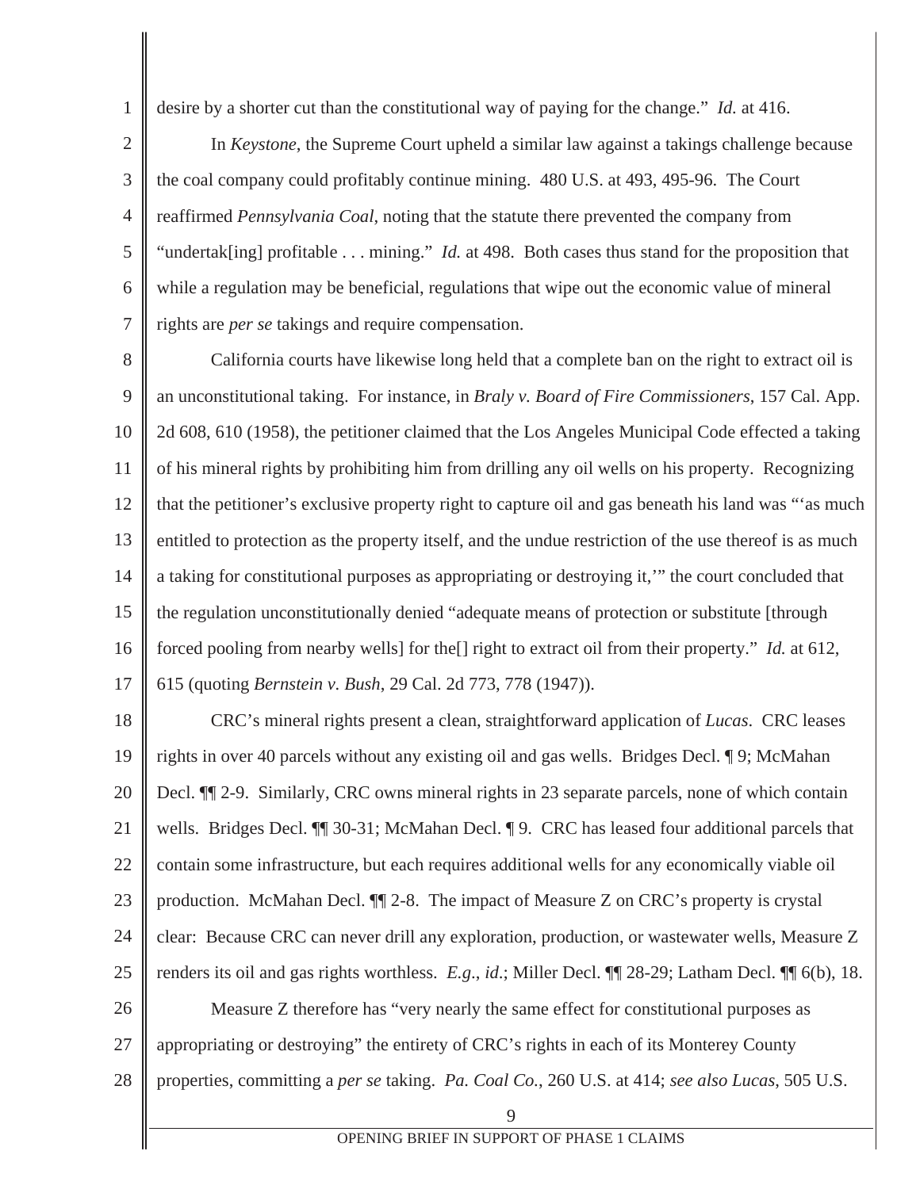desire by a shorter cut than the constitutional way of paying for the change." *Id.* at 416.

In *Keystone*, the Supreme Court upheld a similar law against a takings challenge because the coal company could profitably continue mining. 480 U.S. at 493, 495-96. The Court reaffirmed *Pennsylvania Coal*, noting that the statute there prevented the company from "undertak[ing] profitable . . . mining." *Id.* at 498. Both cases thus stand for the proposition that while a regulation may be beneficial, regulations that wipe out the economic value of mineral rights are *per se* takings and require compensation.

California courts have likewise long held that a complete ban on the right to extract oil is an unconstitutional taking. For instance, in *Braly v. Board of Fire Commissioners*, 157 Cal. App. 2d 608, 610 (1958), the petitioner claimed that the Los Angeles Municipal Code effected a taking of his mineral rights by prohibiting him from drilling any oil wells on his property. Recognizing that the petitioner's exclusive property right to capture oil and gas beneath his land was "'as much entitled to protection as the property itself, and the undue restriction of the use thereof is as much a taking for constitutional purposes as appropriating or destroying it,'" the court concluded that the regulation unconstitutionally denied "adequate means of protection or substitute [through forced pooling from nearby wells] for the[] right to extract oil from their property." *Id.* at 612, 615 (quoting *Bernstein v. Bush*, 29 Cal. 2d 773, 778 (1947)).

CRC's mineral rights present a clean, straightforward application of *Lucas*. CRC leases rights in over 40 parcels without any existing oil and gas wells. Bridges Decl. ¶ 9; McMahan Decl. ¶¶ 2-9. Similarly, CRC owns mineral rights in 23 separate parcels, none of which contain wells. Bridges Decl. ¶¶ 30-31; McMahan Decl. ¶ 9. CRC has leased four additional parcels that contain some infrastructure, but each requires additional wells for any economically viable oil production. McMahan Decl. ¶¶ 2-8. The impact of Measure Z on CRC's property is crystal clear: Because CRC can never drill any exploration, production, or wastewater wells, Measure Z renders its oil and gas rights worthless. *E.g.*, *id*.; Miller Decl. ¶¶ 28-29; Latham Decl. ¶¶ 6(b), 18.

Measure Z therefore has "very nearly the same effect for constitutional purposes as appropriating or destroying" the entirety of CRC's rights in each of its Monterey County properties, committing a *per se* taking. *Pa. Coal Co.*, 260 U.S. at 414; *see also Lucas*, 505 U.S.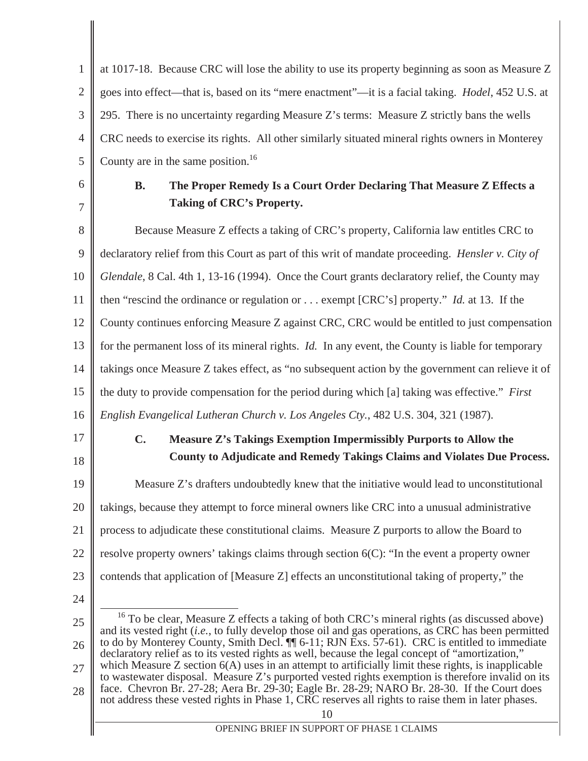at 1017-18. Because CRC will lose the ability to use its property beginning as soon as Measure Z goes into effect—that is, based on its "mere enactment"—it is a facial taking. *Hodel*, 452 U.S. at 295. There is no uncertainty regarding Measure Z's terms: Measure Z strictly bans the wells CRC needs to exercise its rights. All other similarly situated mineral rights owners in Monterey County are in the same position.[16]

### B. The Proper Remedy Is a Court Order Declaring That Measure Z Effects a Taking of CRC's Property.

Because Measure Z effects a taking of CRC's property, California law entitles CRC to declaratory relief from this Court as part of this writ of mandate proceeding. *Hensler v. City of Glendale*, 8 Cal. 4th 1, 13-16 (1994). Once the Court grants declaratory relief, the County may then "rescind the ordinance or regulation or . . . exempt [CRC's] property." *Id.* at 13. If the County continues enforcing Measure Z against CRC, CRC would be entitled to just compensation for the permanent loss of its mineral rights. *Id.* In any event, the County is liable for temporary takings once Measure Z takes effect, as "no subsequent action by the government can relieve it of the duty to provide compensation for the period during which [a] taking was effective." *First English Evangelical Lutheran Church v. Los Angeles Cty.*, 482 U.S. 304, 321 (1987).

### C. Measure Z's Takings Exemption Impermissibly Purports to Allow the County to Adjudicate and Remedy Takings Claims and Violates Due Process.

Measure Z's drafters undoubtedly knew that the initiative would lead to unconstitutional takings, because they attempt to force mineral owners like CRC into a unusual administrative process to adjudicate these constitutional claims. Measure Z purports to allow the Board to resolve property owners' takings claims through section 6(C): "In the event a property owner contends that application of [Measure Z] effects an unconstitutional taking of property," the

---

[16] To be clear, Measure Z effects a taking of both CRC's mineral rights (as discussed above) and its vested right (*i.e.*, to fully develop those oil and gas operations, as CRC has been permitted to do by Monterey County, Smith Decl. ¶¶ 6-11; RJN Exs. 57-61). CRC is entitled to immediate declaratory relief as to its vested rights as well, because the legal concept of "amortization," which Measure Z section 6(A) uses in an attempt to artificially limit these rights, is inapplicable to wastewater disposal. Measure Z's purported vested rights exemption is therefore invalid on its face. Chevron Br. 27-28; Aera Br. 29-30; Eagle Br. 28-29; NARO Br. 28-30. If the Court does not address these vested rights in Phase 1, CRC reserves all rights to raise them in later phases.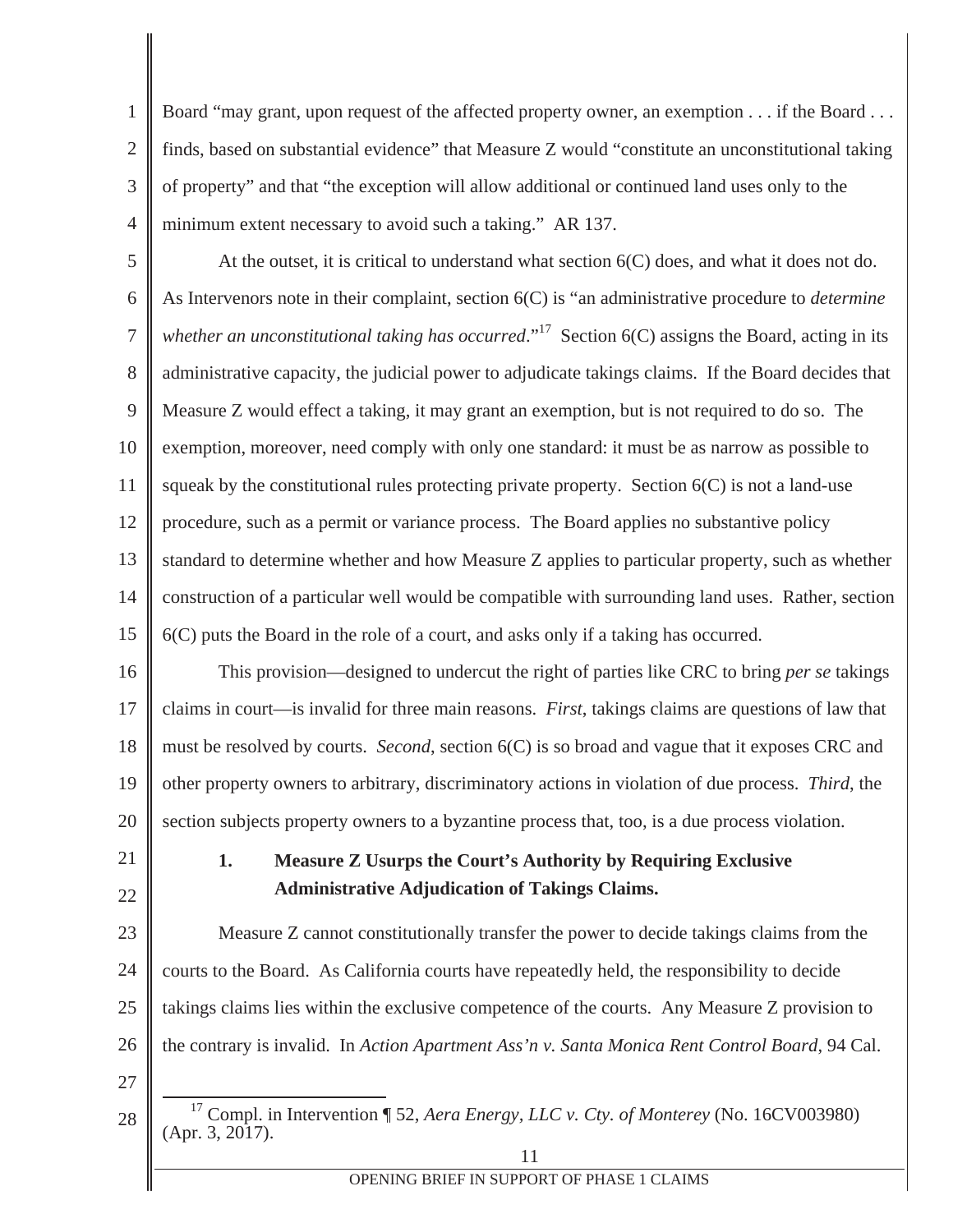Board "may grant, upon request of the affected property owner, an exemption . . . if the Board . . . finds, based on substantial evidence" that Measure Z would "constitute an unconstitutional taking of property" and that "the exception will allow additional or continued land uses only to the minimum extent necessary to avoid such a taking." AR 137.

At the outset, it is critical to understand what section 6(C) does, and what it does not do. As Intervenors note in their complaint, section 6(C) is "an administrative procedure to *determine whether an unconstitutional taking has occurred*."[17] Section 6(C) assigns the Board, acting in its administrative capacity, the judicial power to adjudicate takings claims. If the Board decides that Measure Z would effect a taking, it may grant an exemption, but is not required to do so. The exemption, moreover, need comply with only one standard: it must be as narrow as possible to squeak by the constitutional rules protecting private property. Section 6(C) is not a land-use procedure, such as a permit or variance process. The Board applies no substantive policy standard to determine whether and how Measure Z applies to particular property, such as whether construction of a particular well would be compatible with surrounding land uses. Rather, section 6(C) puts the Board in the role of a court, and asks only if a taking has occurred.

This provision—designed to undercut the right of parties like CRC to bring *per se* takings claims in court—is invalid for three main reasons. *First*, takings claims are questions of law that must be resolved by courts. *Second*, section 6(C) is so broad and vague that it exposes CRC and other property owners to arbitrary, discriminatory actions in violation of due process. *Third*, the section subjects property owners to a byzantine process that, too, is a due process violation.

### 1. Measure Z Usurps the Court's Authority by Requiring Exclusive Administrative Adjudication of Takings Claims.

Measure Z cannot constitutionally transfer the power to decide takings claims from the courts to the Board. As California courts have repeatedly held, the responsibility to decide takings claims lies within the exclusive competence of the courts. Any Measure Z provision to the contrary is invalid. In *Action Apartment Ass'n v. Santa Monica Rent Control Board*, 94 Cal.

---

[17] Compl. in Intervention ¶ 52, *Aera Energy, LLC v. Cty. of Monterey* (No. 16CV003980) (Apr. 3, 2017).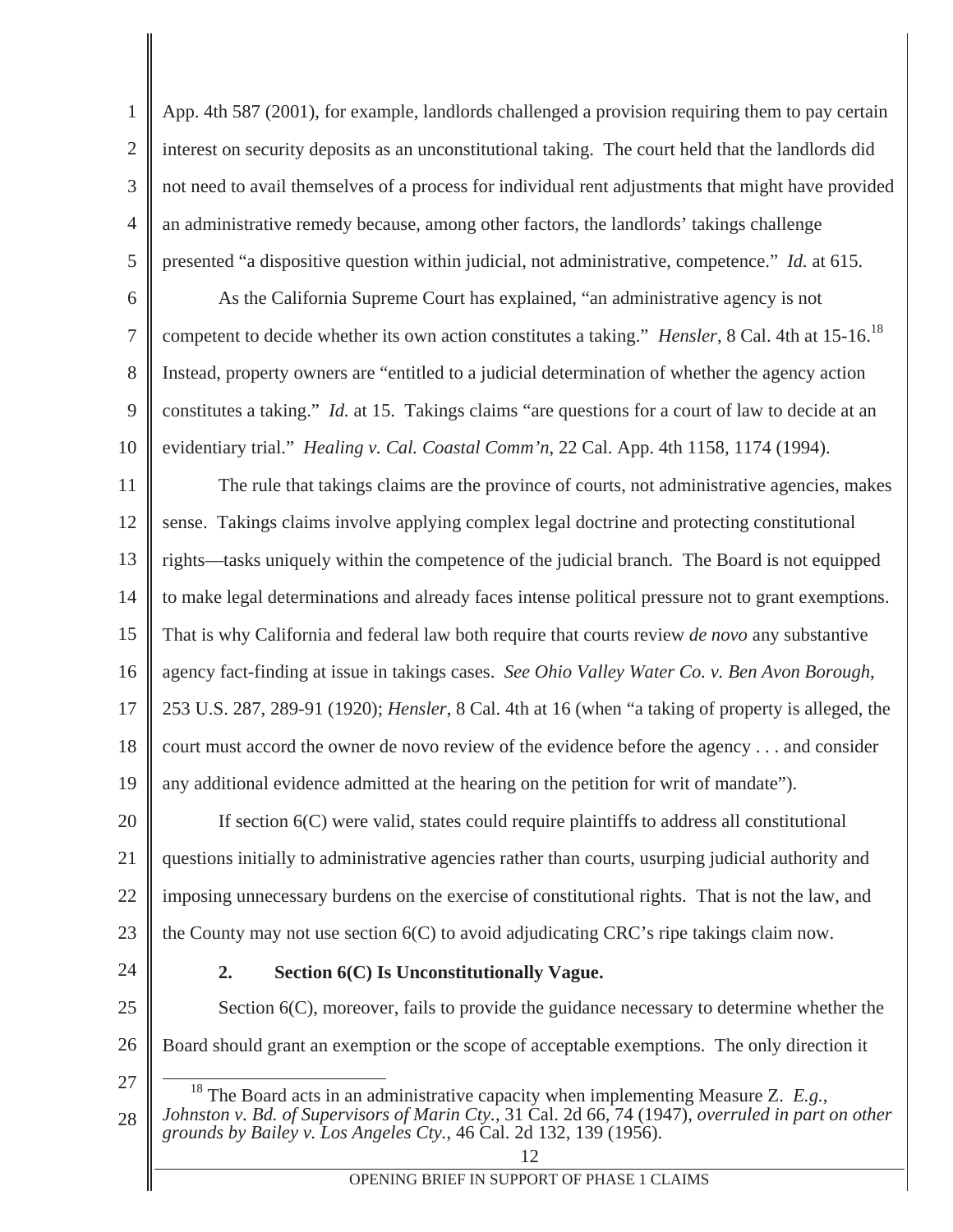App. 4th 587 (2001), for example, landlords challenged a provision requiring them to pay certain interest on security deposits as an unconstitutional taking. The court held that the landlords did not need to avail themselves of a process for individual rent adjustments that might have provided an administrative remedy because, among other factors, the landlords' takings challenge presented "a dispositive question within judicial, not administrative, competence." *Id.* at 615.

As the California Supreme Court has explained, "an administrative agency is not competent to decide whether its own action constitutes a taking." *Hensler*, 8 Cal. 4th at 15-16.[18] Instead, property owners are "entitled to a judicial determination of whether the agency action constitutes a taking." *Id.* at 15. Takings claims "are questions for a court of law to decide at an evidentiary trial." *Healing v. Cal. Coastal Comm'n*, 22 Cal. App. 4th 1158, 1174 (1994).

The rule that takings claims are the province of courts, not administrative agencies, makes sense. Takings claims involve applying complex legal doctrine and protecting constitutional rights—tasks uniquely within the competence of the judicial branch. The Board is not equipped to make legal determinations and already faces intense political pressure not to grant exemptions. That is why California and federal law both require that courts review *de novo* any substantive agency fact-finding at issue in takings cases. *See Ohio Valley Water Co. v. Ben Avon Borough*, 253 U.S. 287, 289-91 (1920); *Hensler*, 8 Cal. 4th at 16 (when "a taking of property is alleged, the court must accord the owner de novo review of the evidence before the agency . . . and consider any additional evidence admitted at the hearing on the petition for writ of mandate").

If section 6(C) were valid, states could require plaintiffs to address all constitutional questions initially to administrative agencies rather than courts, usurping judicial authority and imposing unnecessary burdens on the exercise of constitutional rights. That is not the law, and the County may not use section 6(C) to avoid adjudicating CRC's ripe takings claim now.

### 2. Section 6(C) Is Unconstitutionally Vague.

Section 6(C), moreover, fails to provide the guidance necessary to determine whether the Board should grant an exemption or the scope of acceptable exemptions. The only direction it

[18] The Board acts in an administrative capacity when implementing Measure Z. *E.g.*, *Johnston v. Bd. of Supervisors of Marin Cty.*, 31 Cal. 2d 66, 74 (1947), *overruled in part on other grounds by Bailey v. Los Angeles Cty.*, 46 Cal. 2d 132, 139 (1956).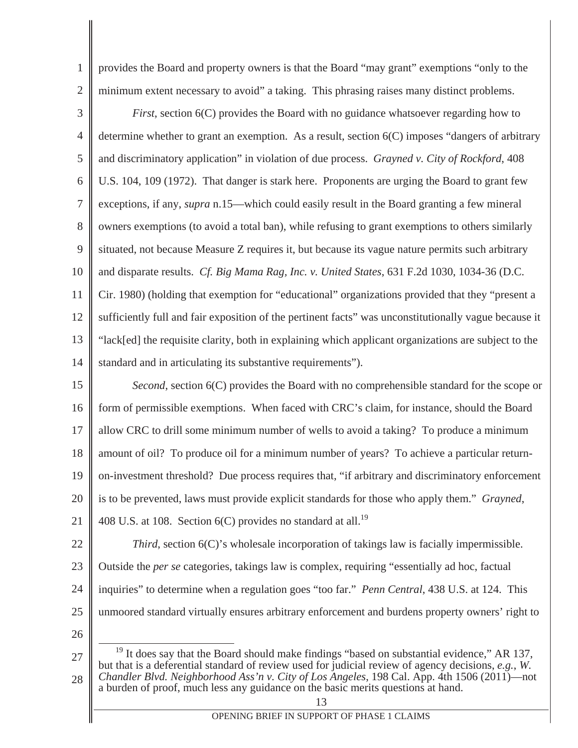provides the Board and property owners is that the Board "may grant" exemptions "only to the minimum extent necessary to avoid" a taking. This phrasing raises many distinct problems.

*First*, section 6(C) provides the Board with no guidance whatsoever regarding how to determine whether to grant an exemption. As a result, section 6(C) imposes "dangers of arbitrary and discriminatory application" in violation of due process. *Grayned v. City of Rockford*, 408 U.S. 104, 109 (1972). That danger is stark here. Proponents are urging the Board to grant few exceptions, if any, *supra* n.15—which could easily result in the Board granting a few mineral owners exemptions (to avoid a total ban), while refusing to grant exemptions to others similarly situated, not because Measure Z requires it, but because its vague nature permits such arbitrary and disparate results. *Cf. Big Mama Rag, Inc. v. United States*, 631 F.2d 1030, 1034-36 (D.C. Cir. 1980) (holding that exemption for "educational" organizations provided that they "present a sufficiently full and fair exposition of the pertinent facts" was unconstitutionally vague because it "lack[ed] the requisite clarity, both in explaining which applicant organizations are subject to the standard and in articulating its substantive requirements").

*Second*, section 6(C) provides the Board with no comprehensible standard for the scope or form of permissible exemptions. When faced with CRC's claim, for instance, should the Board allow CRC to drill some minimum number of wells to avoid a taking? To produce a minimum amount of oil? To produce oil for a minimum number of years? To achieve a particular return-on-investment threshold? Due process requires that, "if arbitrary and discriminatory enforcement is to be prevented, laws must provide explicit standards for those who apply them." *Grayned*, 408 U.S. at 108. Section 6(C) provides no standard at all.[19]

*Third*, section 6(C)'s wholesale incorporation of takings law is facially impermissible. Outside the *per se* categories, takings law is complex, requiring "essentially ad hoc, factual inquiries" to determine when a regulation goes "too far." *Penn Central*, 438 U.S. at 124. This unmoored standard virtually ensures arbitrary enforcement and burdens property owners' right to

---

[19] It does say that the Board should make findings "based on substantial evidence," AR 137, but that is a deferential standard of review used for judicial review of agency decisions, *e.g.*, *W. Chandler Blvd. Neighborhood Ass'n v. City of Los Angeles*, 198 Cal. App. 4th 1506 (2011)—not a burden of proof, much less any guidance on the basic merits questions at hand.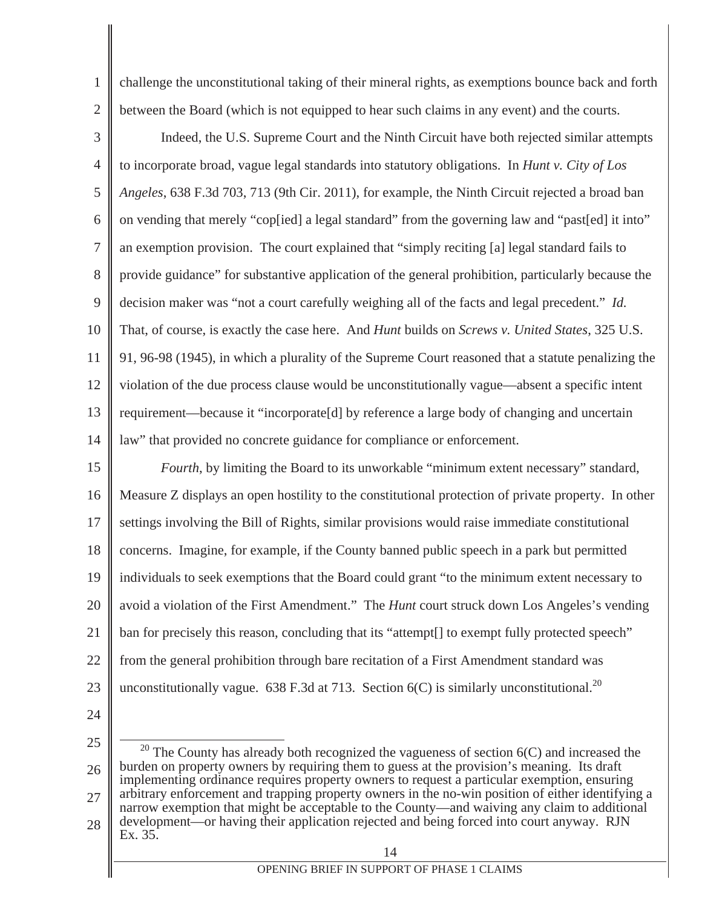challenge the unconstitutional taking of their mineral rights, as exemptions bounce back and forth between the Board (which is not equipped to hear such claims in any event) and the courts.

Indeed, the U.S. Supreme Court and the Ninth Circuit have both rejected similar attempts to incorporate broad, vague legal standards into statutory obligations. In *Hunt v. City of Los Angeles*, 638 F.3d 703, 713 (9th Cir. 2011), for example, the Ninth Circuit rejected a broad ban on vending that merely "cop[ied] a legal standard" from the governing law and "past[ed] it into" an exemption provision. The court explained that "simply reciting [a] legal standard fails to provide guidance" for substantive application of the general prohibition, particularly because the decision maker was "not a court carefully weighing all of the facts and legal precedent." *Id.* That, of course, is exactly the case here. And *Hunt* builds on *Screws v. United States*, 325 U.S. 91, 96-98 (1945), in which a plurality of the Supreme Court reasoned that a statute penalizing the violation of the due process clause would be unconstitutionally vague—absent a specific intent requirement—because it "incorporate[d] by reference a large body of changing and uncertain law" that provided no concrete guidance for compliance or enforcement.

*Fourth*, by limiting the Board to its unworkable "minimum extent necessary" standard, Measure Z displays an open hostility to the constitutional protection of private property. In other settings involving the Bill of Rights, similar provisions would raise immediate constitutional concerns. Imagine, for example, if the County banned public speech in a park but permitted individuals to seek exemptions that the Board could grant "to the minimum extent necessary to avoid a violation of the First Amendment." The *Hunt* court struck down Los Angeles's vending ban for precisely this reason, concluding that its "attempt[] to exempt fully protected speech" from the general prohibition through bare recitation of a First Amendment standard was unconstitutionally vague. 638 F.3d at 713. Section 6(C) is similarly unconstitutional.[20]

---

[20] The County has already both recognized the vagueness of section 6(C) and increased the burden on property owners by requiring them to guess at the provision's meaning. Its draft implementing ordinance requires property owners to request a particular exemption, ensuring arbitrary enforcement and trapping property owners in the no-win position of either identifying a narrow exemption that might be acceptable to the County—and waiving any claim to additional development—or having their application rejected and being forced into court anyway. RJN Ex. 35.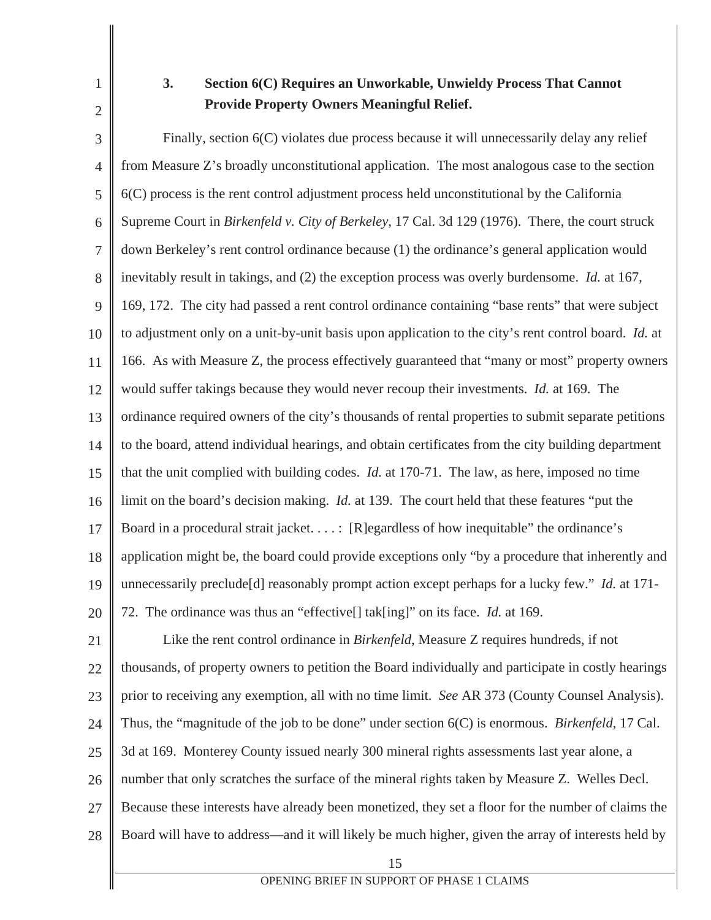### 3. Section 6(C) Requires an Unworkable, Unwieldy Process That Cannot Provide Property Owners Meaningful Relief.

Finally, section 6(C) violates due process because it will unnecessarily delay any relief from Measure Z's broadly unconstitutional application. The most analogous case to the section 6(C) process is the rent control adjustment process held unconstitutional by the California Supreme Court in *Birkenfeld v. City of Berkeley*, 17 Cal. 3d 129 (1976). There, the court struck down Berkeley's rent control ordinance because (1) the ordinance's general application would inevitably result in takings, and (2) the exception process was overly burdensome. *Id.* at 167, 169, 172. The city had passed a rent control ordinance containing "base rents" that were subject to adjustment only on a unit-by-unit basis upon application to the city's rent control board. *Id.* at 166. As with Measure Z, the process effectively guaranteed that "many or most" property owners would suffer takings because they would never recoup their investments. *Id.* at 169. The ordinance required owners of the city's thousands of rental properties to submit separate petitions to the board, attend individual hearings, and obtain certificates from the city building department that the unit complied with building codes. *Id.* at 170-71. The law, as here, imposed no time limit on the board's decision making. *Id.* at 139. The court held that these features "put the Board in a procedural strait jacket. . . . : [R]egardless of how inequitable" the ordinance's application might be, the board could provide exceptions only "by a procedure that inherently and unnecessarily preclude[d] reasonably prompt action except perhaps for a lucky few." *Id.* at 171-72. The ordinance was thus an "effective[] tak[ing]" on its face. *Id.* at 169.

Like the rent control ordinance in *Birkenfeld*, Measure Z requires hundreds, if not thousands, of property owners to petition the Board individually and participate in costly hearings prior to receiving any exemption, all with no time limit. *See* AR 373 (County Counsel Analysis). Thus, the "magnitude of the job to be done" under section 6(C) is enormous. *Birkenfeld*, 17 Cal. 3d at 169. Monterey County issued nearly 300 mineral rights assessments last year alone, a number that only scratches the surface of the mineral rights taken by Measure Z. Welles Decl. Because these interests have already been monetized, they set a floor for the number of claims the Board will have to address—and it will likely be much higher, given the array of interests held by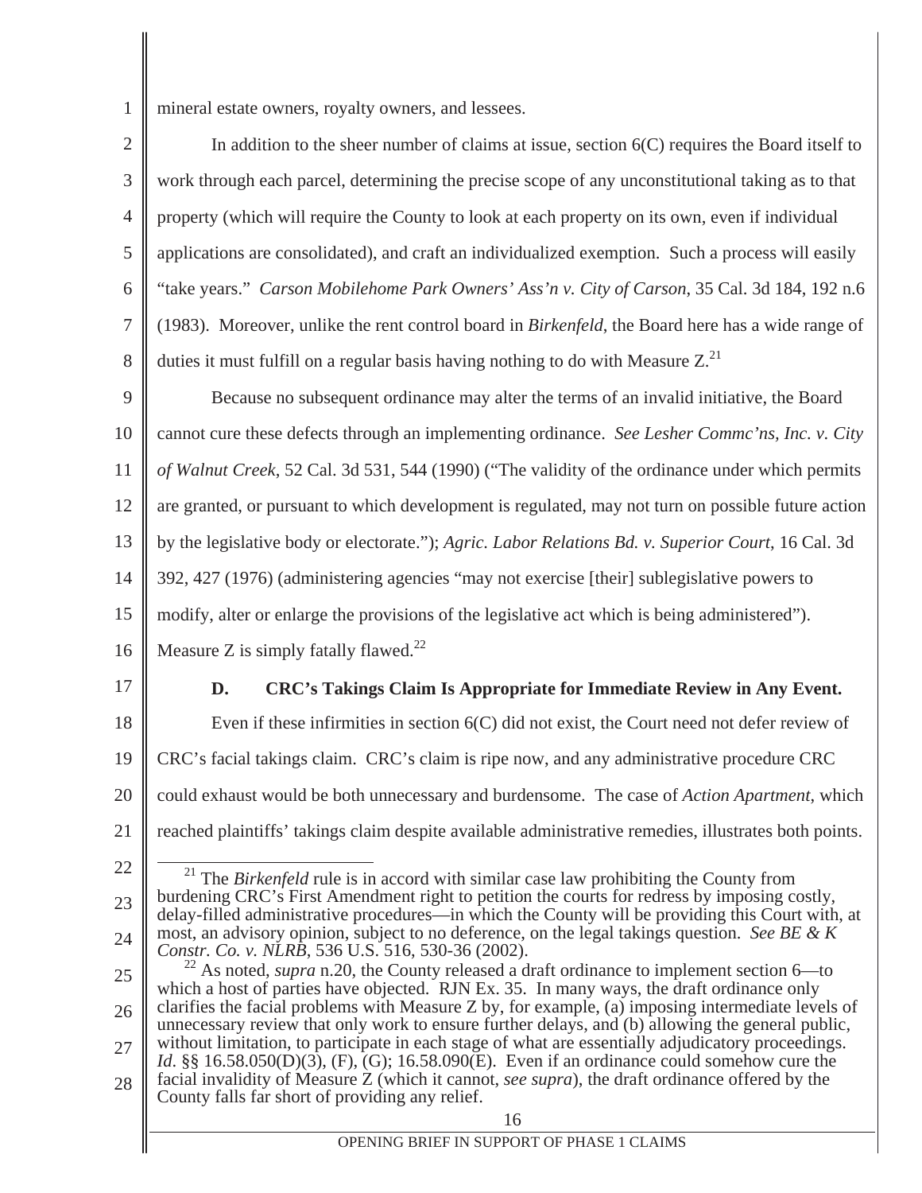mineral estate owners, royalty owners, and lessees.

In addition to the sheer number of claims at issue, section 6(C) requires the Board itself to work through each parcel, determining the precise scope of any unconstitutional taking as to that property (which will require the County to look at each property on its own, even if individual applications are consolidated), and craft an individualized exemption. Such a process will easily "take years." *Carson Mobilehome Park Owners' Ass'n v. City of Carson*, 35 Cal. 3d 184, 192 n.6 (1983). Moreover, unlike the rent control board in *Birkenfeld*, the Board here has a wide range of duties it must fulfill on a regular basis having nothing to do with Measure Z.[21]

Because no subsequent ordinance may alter the terms of an invalid initiative, the Board cannot cure these defects through an implementing ordinance. *See Lesher Commc'ns, Inc. v. City of Walnut Creek*, 52 Cal. 3d 531, 544 (1990) ("The validity of the ordinance under which permits are granted, or pursuant to which development is regulated, may not turn on possible future action by the legislative body or electorate."); *Agric. Labor Relations Bd. v. Superior Court*, 16 Cal. 3d 392, 427 (1976) (administering agencies "may not exercise [their] sublegislative powers to modify, alter or enlarge the provisions of the legislative act which is being administered"). Measure Z is simply fatally flawed.[22]

### D. CRC's Takings Claim Is Appropriate for Immediate Review in Any Event.

Even if these infirmities in section 6(C) did not exist, the Court need not defer review of CRC's facial takings claim. CRC's claim is ripe now, and any administrative procedure CRC could exhaust would be both unnecessary and burdensome. The case of *Action Apartment*, which reached plaintiffs' takings claim despite available administrative remedies, illustrates both points.

---

[21] The *Birkenfeld* rule is in accord with similar case law prohibiting the County from burdening CRC's First Amendment right to petition the courts for redress by imposing costly, delay-filled administrative procedures—in which the County will be providing this Court with, at most, an advisory opinion, subject to no deference, on the legal takings question. *See BE & K Constr. Co. v. NLRB*, 536 U.S. 516, 530-36 (2002).

[22] As noted, *supra* n.20, the County released a draft ordinance to implement section 6—to which a host of parties have objected. RJN Ex. 35. In many ways, the draft ordinance only clarifies the facial problems with Measure Z by, for example, (a) imposing intermediate levels of unnecessary review that only work to ensure further delays, and (b) allowing the general public, without limitation, to participate in each stage of what are essentially adjudicatory proceedings. *Id*. §§ 16.58.050(D)(3), (F), (G); 16.58.090(E). Even if an ordinance could somehow cure the facial invalidity of Measure Z (which it cannot, *see supra*), the draft ordinance offered by the County falls far short of providing any relief.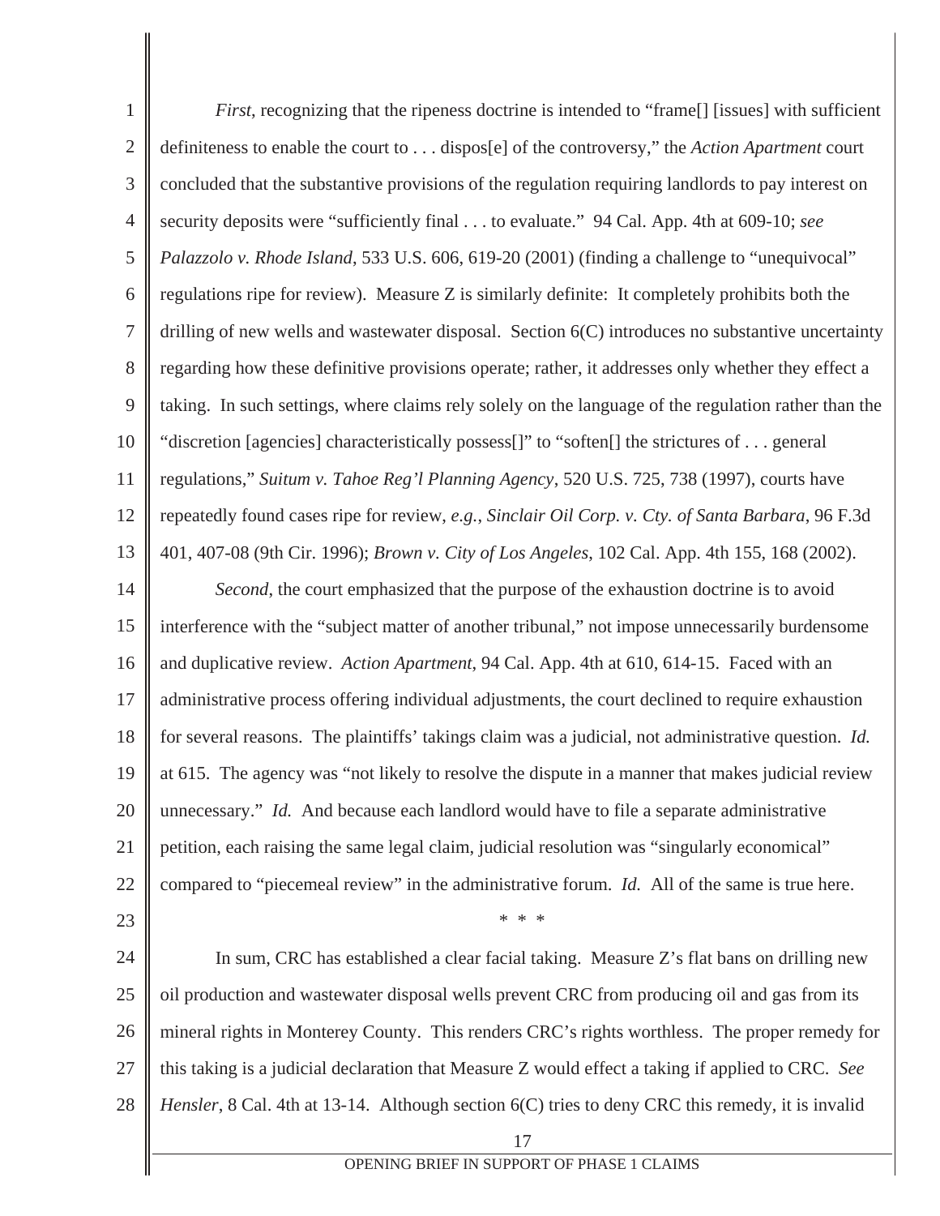*First*, recognizing that the ripeness doctrine is intended to "frame[] [issues] with sufficient definiteness to enable the court to . . . dispos[e] of the controversy," the *Action Apartment* court concluded that the substantive provisions of the regulation requiring landlords to pay interest on security deposits were "sufficiently final . . . to evaluate." 94 Cal. App. 4th at 609-10; *see Palazzolo v. Rhode Island*, 533 U.S. 606, 619-20 (2001) (finding a challenge to "unequivocal" regulations ripe for review). Measure Z is similarly definite: It completely prohibits both the drilling of new wells and wastewater disposal. Section 6(C) introduces no substantive uncertainty regarding how these definitive provisions operate; rather, it addresses only whether they effect a taking. In such settings, where claims rely solely on the language of the regulation rather than the "discretion [agencies] characteristically possess[]" to "soften[] the strictures of . . . general regulations," *Suitum v. Tahoe Reg'l Planning Agency*, 520 U.S. 725, 738 (1997), courts have repeatedly found cases ripe for review, *e.g.*, *Sinclair Oil Corp. v. Cty. of Santa Barbara*, 96 F.3d 401, 407-08 (9th Cir. 1996); *Brown v. City of Los Angeles*, 102 Cal. App. 4th 155, 168 (2002).

*Second*, the court emphasized that the purpose of the exhaustion doctrine is to avoid interference with the "subject matter of another tribunal," not impose unnecessarily burdensome and duplicative review. *Action Apartment*, 94 Cal. App. 4th at 610, 614-15. Faced with an administrative process offering individual adjustments, the court declined to require exhaustion for several reasons. The plaintiffs' takings claim was a judicial, not administrative question. *Id.* at 615. The agency was "not likely to resolve the dispute in a manner that makes judicial review unnecessary." *Id.* And because each landlord would have to file a separate administrative petition, each raising the same legal claim, judicial resolution was "singularly economical" compared to "piecemeal review" in the administrative forum. *Id.* All of the same is true here.

\* \* \*

In sum, CRC has established a clear facial taking. Measure Z's flat bans on drilling new oil production and wastewater disposal wells prevent CRC from producing oil and gas from its mineral rights in Monterey County. This renders CRC's rights worthless. The proper remedy for this taking is a judicial declaration that Measure Z would effect a taking if applied to CRC. *See Hensler*, 8 Cal. 4th at 13-14. Although section 6(C) tries to deny CRC this remedy, it is invalid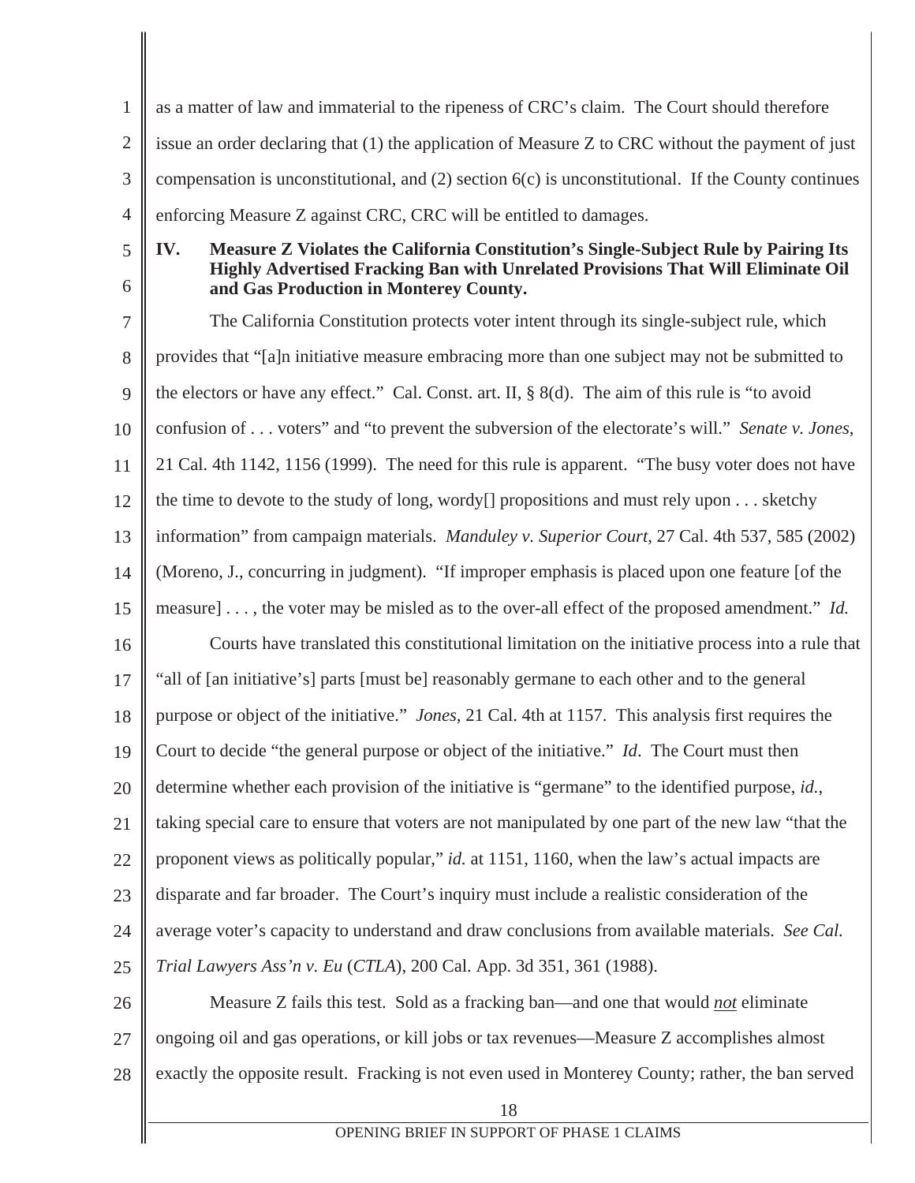as a matter of law and immaterial to the ripeness of CRC's claim. The Court should therefore issue an order declaring that (1) the application of Measure Z to CRC without the payment of just compensation is unconstitutional, and (2) section 6(c) is unconstitutional. If the County continues enforcing Measure Z against CRC, CRC will be entitled to damages.

## IV. Measure Z Violates the California Constitution's Single-Subject Rule by Pairing Its Highly Advertised Fracking Ban with Unrelated Provisions That Will Eliminate Oil and Gas Production in Monterey County.

The California Constitution protects voter intent through its single-subject rule, which provides that "[a]n initiative measure embracing more than one subject may not be submitted to the electors or have any effect." Cal. Const. art. II, § 8(d). The aim of this rule is "to avoid confusion of . . . voters" and "to prevent the subversion of the electorate's will." *Senate v. Jones*, 21 Cal. 4th 1142, 1156 (1999). The need for this rule is apparent. "The busy voter does not have the time to devote to the study of long, wordy[] propositions and must rely upon . . . sketchy information" from campaign materials. *Manduley v. Superior Court*, 27 Cal. 4th 537, 585 (2002) (Moreno, J., concurring in judgment). "If improper emphasis is placed upon one feature [of the measure] . . . , the voter may be misled as to the over-all effect of the proposed amendment." *Id.*

Courts have translated this constitutional limitation on the initiative process into a rule that "all of [an initiative's] parts [must be] reasonably germane to each other and to the general purpose or object of the initiative." *Jones*, 21 Cal. 4th at 1157. This analysis first requires the Court to decide "the general purpose or object of the initiative." *Id*. The Court must then determine whether each provision of the initiative is "germane" to the identified purpose, *id.*, taking special care to ensure that voters are not manipulated by one part of the new law "that the proponent views as politically popular," *id.* at 1151, 1160, when the law's actual impacts are disparate and far broader. The Court's inquiry must include a realistic consideration of the average voter's capacity to understand and draw conclusions from available materials. *See Cal. Trial Lawyers Ass'n v. Eu* (*CTLA*), 200 Cal. App. 3d 351, 361 (1988).

Measure Z fails this test. Sold as a fracking ban—and one that would <u>*not*</u> eliminate ongoing oil and gas operations, or kill jobs or tax revenues—Measure Z accomplishes almost exactly the opposite result. Fracking is not even used in Monterey County; rather, the ban served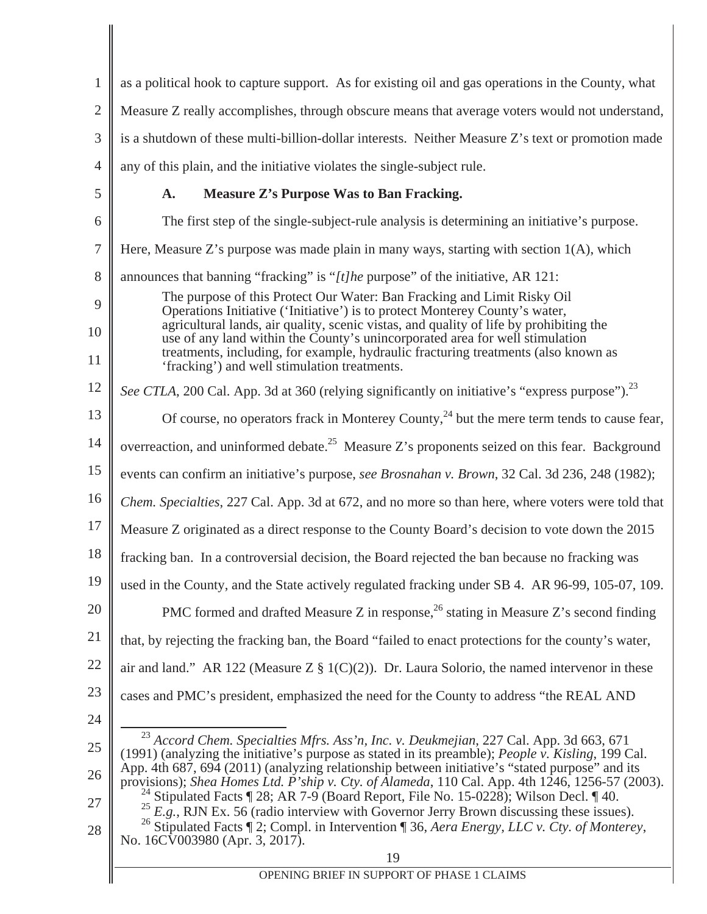as a political hook to capture support. As for existing oil and gas operations in the County, what Measure Z really accomplishes, through obscure means that average voters would not understand, is a shutdown of these multi-billion-dollar interests. Neither Measure Z's text or promotion made any of this plain, and the initiative violates the single-subject rule.

### A. Measure Z's Purpose Was to Ban Fracking.

The first step of the single-subject-rule analysis is determining an initiative's purpose. Here, Measure Z's purpose was made plain in many ways, starting with section 1(A), which announces that banning "fracking" is "*[t]he* purpose" of the initiative, AR 121:

> The purpose of this Protect Our Water: Ban Fracking and Limit Risky Oil Operations Initiative ('Initiative') is to protect Monterey County's water, agricultural lands, air quality, scenic vistas, and quality of life by prohibiting the use of any land within the County's unincorporated area for well stimulation treatments, including, for example, hydraulic fracturing treatments (also known as 'fracking') and well stimulation treatments.

*See CTLA*, 200 Cal. App. 3d at 360 (relying significantly on initiative's "express purpose").[23]

Of course, no operators frack in Monterey County,[24] but the mere term tends to cause fear, overreaction, and uninformed debate.[25] Measure Z's proponents seized on this fear. Background events can confirm an initiative's purpose, *see Brosnahan v. Brown*, 32 Cal. 3d 236, 248 (1982); *Chem. Specialties*, 227 Cal. App. 3d at 672, and no more so than here, where voters were told that Measure Z originated as a direct response to the County Board's decision to vote down the 2015 fracking ban. In a controversial decision, the Board rejected the ban because no fracking was used in the County, and the State actively regulated fracking under SB 4. AR 96-99, 105-07, 109.

PMC formed and drafted Measure Z in response,[26] stating in Measure Z's second finding that, by rejecting the fracking ban, the Board "failed to enact protections for the county's water, air and land." AR 122 (Measure Z § 1(C)(2)). Dr. Laura Solorio, the named intervenor in these cases and PMC's president, emphasized the need for the County to address "the REAL AND

---

[23] *Accord Chem. Specialties Mfrs. Ass'n, Inc. v. Deukmejian*, 227 Cal. App. 3d 663, 671 (1991) (analyzing the initiative's purpose as stated in its preamble); *People v. Kisling*, 199 Cal. App. 4th 687, 694 (2011) (analyzing relationship between initiative's "stated purpose" and its provisions); *Shea Homes Ltd. P'ship v. Cty. of Alameda*, 110 Cal. App. 4th 1246, 1256-57 (2003).

[24] Stipulated Facts ¶ 28; AR 7-9 (Board Report, File No. 15-0228); Wilson Decl. ¶ 40.

[25] *E.g.*, RJN Ex. 56 (radio interview with Governor Jerry Brown discussing these issues).

[26] Stipulated Facts ¶ 2; Compl. in Intervention ¶ 36, *Aera Energy, LLC v. Cty. of Monterey*, No. 16CV003980 (Apr. 3, 2017).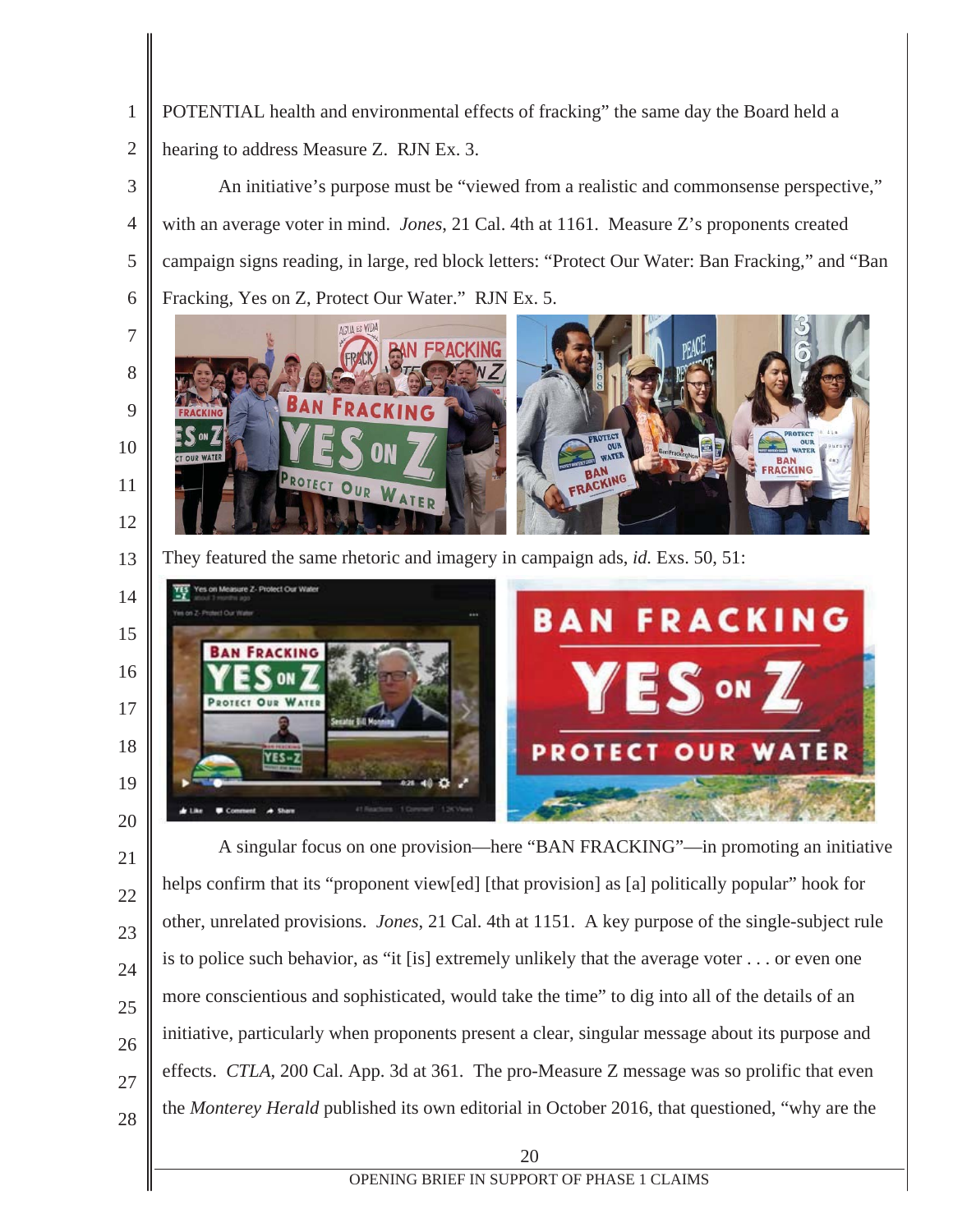POTENTIAL health and environmental effects of fracking" the same day the Board held a hearing to address Measure Z. RJN Ex. 3.

An initiative's purpose must be "viewed from a realistic and commonsense perspective," with an average voter in mind. *Jones*, 21 Cal. 4th at 1161. Measure Z's proponents created campaign signs reading, in large, red block letters: "Protect Our Water: Ban Fracking," and "Ban Fracking, Yes on Z, Protect Our Water." RJN Ex. 5.

They featured the same rhetoric and imagery in campaign ads, *id.* Exs. 50, 51:

A singular focus on one provision—here "BAN FRACKING"—in promoting an initiative helps confirm that its "proponent view[ed] [that provision] as [a] politically popular" hook for other, unrelated provisions. *Jones*, 21 Cal. 4th at 1151. A key purpose of the single-subject rule is to police such behavior, as "it [is] extremely unlikely that the average voter . . . or even one more conscientious and sophisticated, would take the time" to dig into all of the details of an initiative, particularly when proponents present a clear, singular message about its purpose and effects. *CTLA*, 200 Cal. App. 3d at 361. The pro-Measure Z message was so prolific that even the *Monterey Herald* published its own editorial in October 2016, that questioned, "why are the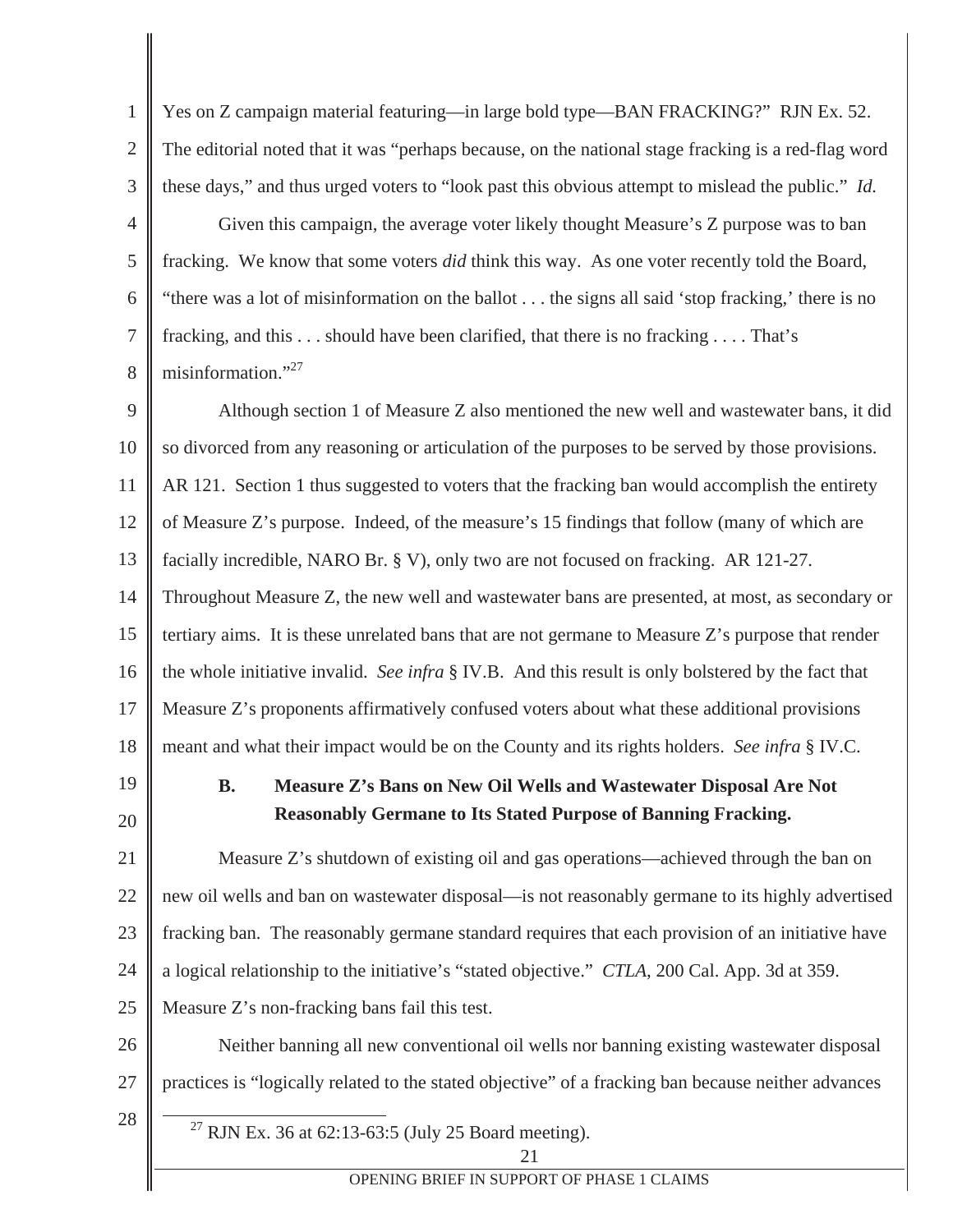Yes on Z campaign material featuring—in large bold type—BAN FRACKING?" RJN Ex. 52. The editorial noted that it was "perhaps because, on the national stage fracking is a red-flag word these days," and thus urged voters to "look past this obvious attempt to mislead the public." *Id.*

Given this campaign, the average voter likely thought Measure's Z purpose was to ban fracking. We know that some voters *did* think this way. As one voter recently told the Board, "there was a lot of misinformation on the ballot . . . the signs all said 'stop fracking,' there is no fracking, and this . . . should have been clarified, that there is no fracking . . . . That's misinformation."[27]

Although section 1 of Measure Z also mentioned the new well and wastewater bans, it did so divorced from any reasoning or articulation of the purposes to be served by those provisions. AR 121. Section 1 thus suggested to voters that the fracking ban would accomplish the entirety of Measure Z's purpose. Indeed, of the measure's 15 findings that follow (many of which are facially incredible, NARO Br. § V), only two are not focused on fracking. AR 121-27. Throughout Measure Z, the new well and wastewater bans are presented, at most, as secondary or tertiary aims. It is these unrelated bans that are not germane to Measure Z's purpose that render the whole initiative invalid. *See infra* § IV.B. And this result is only bolstered by the fact that Measure Z's proponents affirmatively confused voters about what these additional provisions meant and what their impact would be on the County and its rights holders. *See infra* § IV.C.

### B. Measure Z's Bans on New Oil Wells and Wastewater Disposal Are Not Reasonably Germane to Its Stated Purpose of Banning Fracking.

Measure Z's shutdown of existing oil and gas operations—achieved through the ban on new oil wells and ban on wastewater disposal—is not reasonably germane to its highly advertised fracking ban. The reasonably germane standard requires that each provision of an initiative have a logical relationship to the initiative's "stated objective." *CTLA*, 200 Cal. App. 3d at 359. Measure Z's non-fracking bans fail this test.

Neither banning all new conventional oil wells nor banning existing wastewater disposal practices is "logically related to the stated objective" of a fracking ban because neither advances

[27] RJN Ex. 36 at 62:13-63:5 (July 25 Board meeting).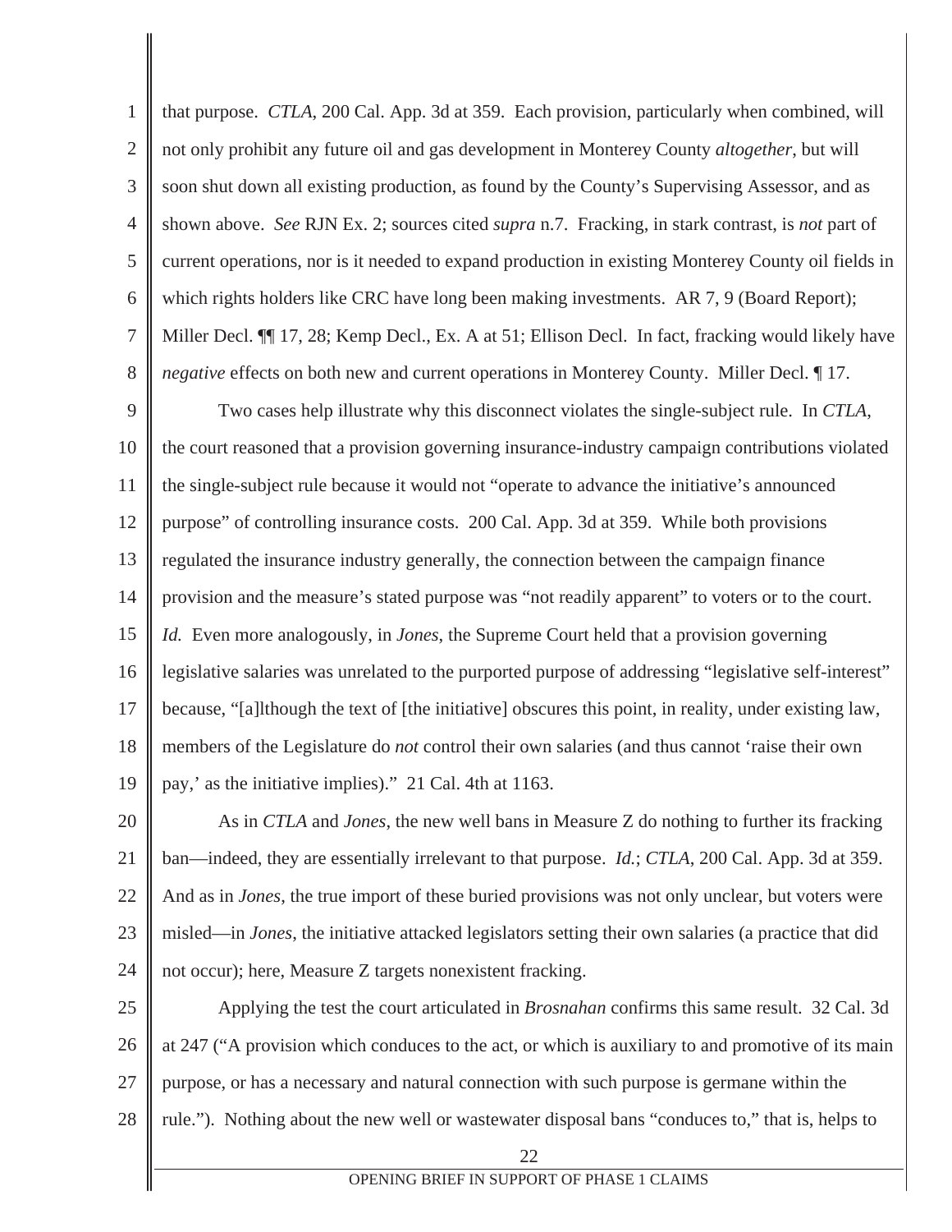that purpose. *CTLA*, 200 Cal. App. 3d at 359. Each provision, particularly when combined, will not only prohibit any future oil and gas development in Monterey County *altogether*, but will soon shut down all existing production, as found by the County's Supervising Assessor, and as shown above. *See* RJN Ex. 2; sources cited *supra* n.7. Fracking, in stark contrast, is *not* part of current operations, nor is it needed to expand production in existing Monterey County oil fields in which rights holders like CRC have long been making investments. AR 7, 9 (Board Report); Miller Decl. ¶¶ 17, 28; Kemp Decl., Ex. A at 51; Ellison Decl. In fact, fracking would likely have *negative* effects on both new and current operations in Monterey County. Miller Decl. ¶ 17.

Two cases help illustrate why this disconnect violates the single-subject rule. In *CTLA*, the court reasoned that a provision governing insurance-industry campaign contributions violated the single-subject rule because it would not "operate to advance the initiative's announced purpose" of controlling insurance costs. 200 Cal. App. 3d at 359. While both provisions regulated the insurance industry generally, the connection between the campaign finance provision and the measure's stated purpose was "not readily apparent" to voters or to the court. *Id.* Even more analogously, in *Jones*, the Supreme Court held that a provision governing legislative salaries was unrelated to the purported purpose of addressing "legislative self-interest" because, "[a]lthough the text of [the initiative] obscures this point, in reality, under existing law, members of the Legislature do *not* control their own salaries (and thus cannot 'raise their own pay,' as the initiative implies)." 21 Cal. 4th at 1163.

As in *CTLA* and *Jones*, the new well bans in Measure Z do nothing to further its fracking ban—indeed, they are essentially irrelevant to that purpose. *Id.*; *CTLA*, 200 Cal. App. 3d at 359. And as in *Jones*, the true import of these buried provisions was not only unclear, but voters were misled—in *Jones*, the initiative attacked legislators setting their own salaries (a practice that did not occur); here, Measure Z targets nonexistent fracking.

Applying the test the court articulated in *Brosnahan* confirms this same result. 32 Cal. 3d at 247 ("A provision which conduces to the act, or which is auxiliary to and promotive of its main purpose, or has a necessary and natural connection with such purpose is germane within the rule."). Nothing about the new well or wastewater disposal bans "conduces to," that is, helps to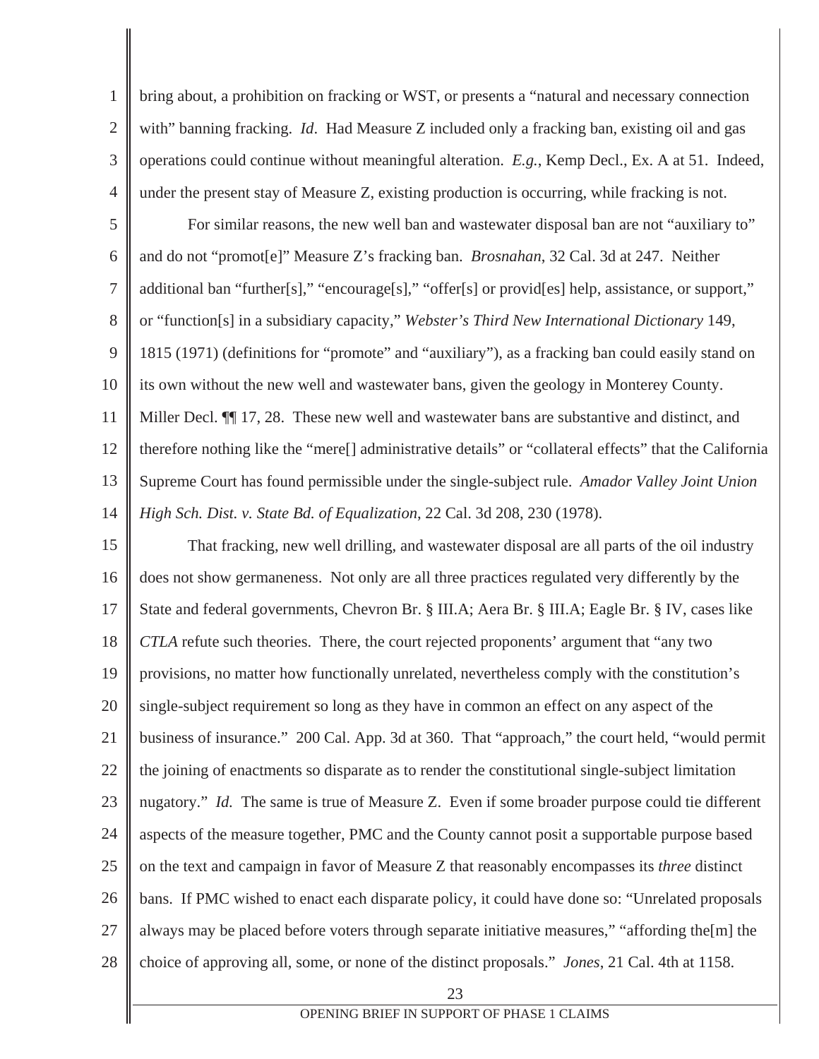bring about, a prohibition on fracking or WST, or presents a "natural and necessary connection with" banning fracking. *Id*. Had Measure Z included only a fracking ban, existing oil and gas operations could continue without meaningful alteration. *E.g.*, Kemp Decl., Ex. A at 51. Indeed, under the present stay of Measure Z, existing production is occurring, while fracking is not.

For similar reasons, the new well ban and wastewater disposal ban are not "auxiliary to" and do not "promot[e]" Measure Z's fracking ban. *Brosnahan*, 32 Cal. 3d at 247. Neither additional ban "further[s]," "encourage[s]," "offer[s] or provid[es] help, assistance, or support," or "function[s] in a subsidiary capacity," *Webster's Third New International Dictionary* 149, 1815 (1971) (definitions for "promote" and "auxiliary"), as a fracking ban could easily stand on its own without the new well and wastewater bans, given the geology in Monterey County. Miller Decl. ¶¶ 17, 28. These new well and wastewater bans are substantive and distinct, and therefore nothing like the "mere[] administrative details" or "collateral effects" that the California Supreme Court has found permissible under the single-subject rule. *Amador Valley Joint Union High Sch. Dist. v. State Bd. of Equalization*, 22 Cal. 3d 208, 230 (1978).

That fracking, new well drilling, and wastewater disposal are all parts of the oil industry does not show germaneness. Not only are all three practices regulated very differently by the State and federal governments, Chevron Br. § III.A; Aera Br. § III.A; Eagle Br. § IV, cases like *CTLA* refute such theories. There, the court rejected proponents' argument that "any two provisions, no matter how functionally unrelated, nevertheless comply with the constitution's single-subject requirement so long as they have in common an effect on any aspect of the business of insurance." 200 Cal. App. 3d at 360. That "approach," the court held, "would permit the joining of enactments so disparate as to render the constitutional single-subject limitation nugatory." *Id.* The same is true of Measure Z. Even if some broader purpose could tie different aspects of the measure together, PMC and the County cannot posit a supportable purpose based on the text and campaign in favor of Measure Z that reasonably encompasses its *three* distinct bans. If PMC wished to enact each disparate policy, it could have done so: "Unrelated proposals always may be placed before voters through separate initiative measures," "affording the[m] the choice of approving all, some, or none of the distinct proposals." *Jones*, 21 Cal. 4th at 1158.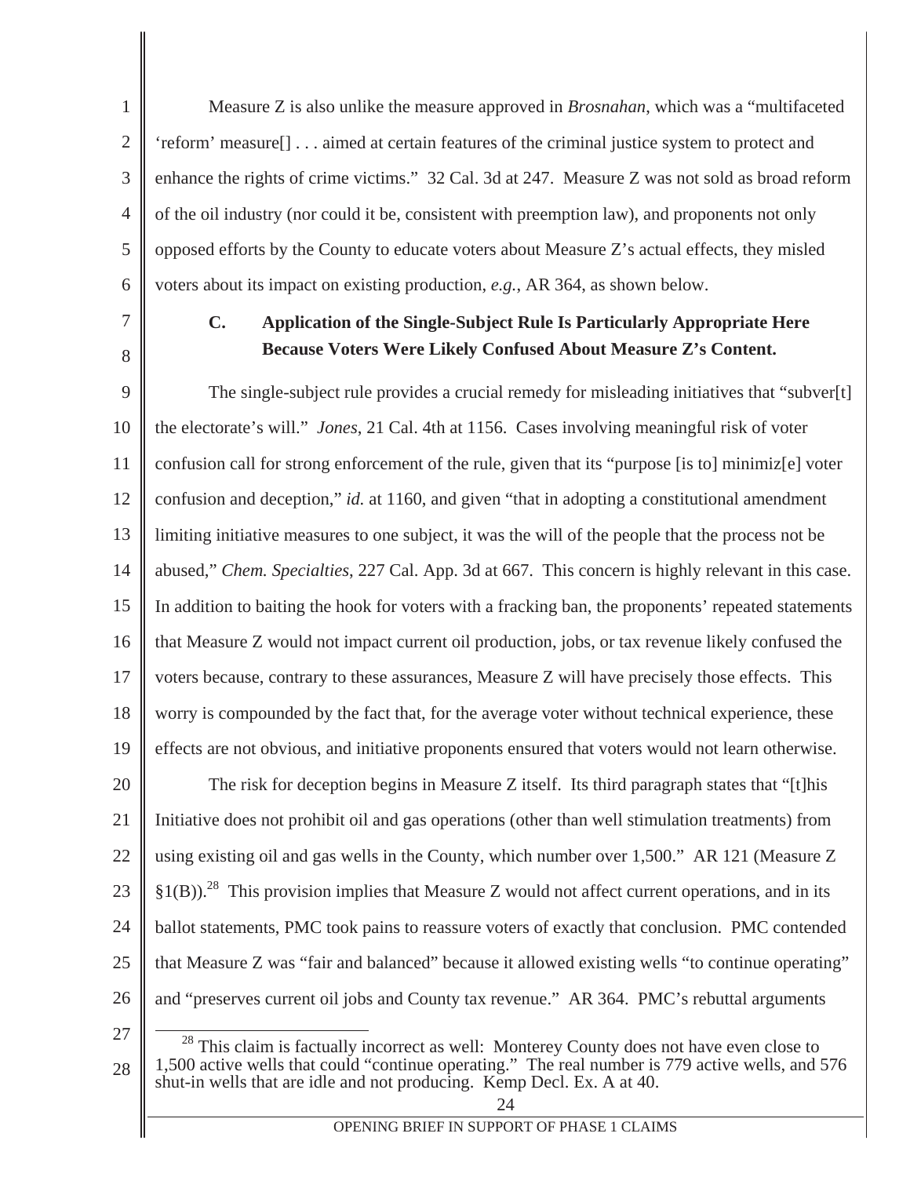Measure Z is also unlike the measure approved in *Brosnahan*, which was a "multifaceted 'reform' measure[] . . . aimed at certain features of the criminal justice system to protect and enhance the rights of crime victims." 32 Cal. 3d at 247. Measure Z was not sold as broad reform of the oil industry (nor could it be, consistent with preemption law), and proponents not only opposed efforts by the County to educate voters about Measure Z's actual effects, they misled voters about its impact on existing production, *e.g.*, AR 364, as shown below.

### C. Application of the Single-Subject Rule Is Particularly Appropriate Here Because Voters Were Likely Confused About Measure Z's Content.

The single-subject rule provides a crucial remedy for misleading initiatives that "subver[t] the electorate's will." *Jones*, 21 Cal. 4th at 1156. Cases involving meaningful risk of voter confusion call for strong enforcement of the rule, given that its "purpose [is to] minimiz[e] voter confusion and deception," *id.* at 1160, and given "that in adopting a constitutional amendment limiting initiative measures to one subject, it was the will of the people that the process not be abused," *Chem. Specialties*, 227 Cal. App. 3d at 667. This concern is highly relevant in this case. In addition to baiting the hook for voters with a fracking ban, the proponents' repeated statements that Measure Z would not impact current oil production, jobs, or tax revenue likely confused the voters because, contrary to these assurances, Measure Z will have precisely those effects. This worry is compounded by the fact that, for the average voter without technical experience, these effects are not obvious, and initiative proponents ensured that voters would not learn otherwise.

The risk for deception begins in Measure Z itself. Its third paragraph states that "[t]his Initiative does not prohibit oil and gas operations (other than well stimulation treatments) from using existing oil and gas wells in the County, which number over 1,500." AR 121 (Measure Z §1(B)).[28] This provision implies that Measure Z would not affect current operations, and in its ballot statements, PMC took pains to reassure voters of exactly that conclusion. PMC contended that Measure Z was "fair and balanced" because it allowed existing wells "to continue operating" and "preserves current oil jobs and County tax revenue." AR 364. PMC's rebuttal arguments

---

[28] This claim is factually incorrect as well: Monterey County does not have even close to 1,500 active wells that could "continue operating." The real number is 779 active wells, and 576 shut-in wells that are idle and not producing. Kemp Decl. Ex. A at 40.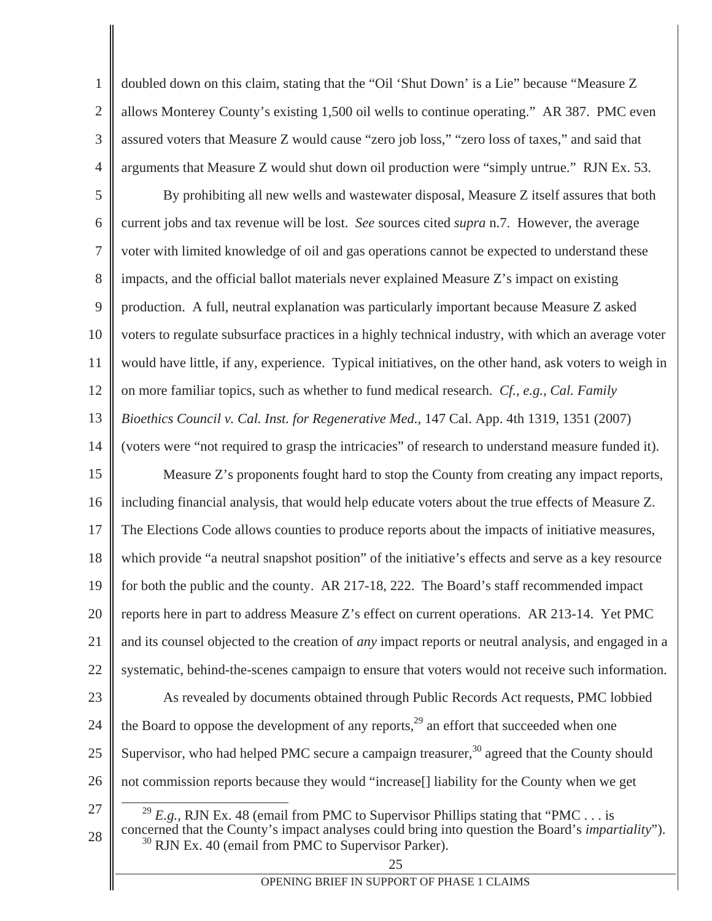doubled down on this claim, stating that the "Oil 'Shut Down' is a Lie" because "Measure Z allows Monterey County's existing 1,500 oil wells to continue operating." AR 387. PMC even assured voters that Measure Z would cause "zero job loss," "zero loss of taxes," and said that arguments that Measure Z would shut down oil production were "simply untrue." RJN Ex. 53.

By prohibiting all new wells and wastewater disposal, Measure Z itself assures that both current jobs and tax revenue will be lost. *See* sources cited *supra* n.7. However, the average voter with limited knowledge of oil and gas operations cannot be expected to understand these impacts, and the official ballot materials never explained Measure Z's impact on existing production. A full, neutral explanation was particularly important because Measure Z asked voters to regulate subsurface practices in a highly technical industry, with which an average voter would have little, if any, experience. Typical initiatives, on the other hand, ask voters to weigh in on more familiar topics, such as whether to fund medical research. *Cf., e.g.*, *Cal. Family Bioethics Council v. Cal. Inst. for Regenerative Med.*, 147 Cal. App. 4th 1319, 1351 (2007) (voters were "not required to grasp the intricacies" of research to understand measure funded it).

Measure Z's proponents fought hard to stop the County from creating any impact reports, including financial analysis, that would help educate voters about the true effects of Measure Z. The Elections Code allows counties to produce reports about the impacts of initiative measures, which provide "a neutral snapshot position" of the initiative's effects and serve as a key resource for both the public and the county. AR 217-18, 222. The Board's staff recommended impact reports here in part to address Measure Z's effect on current operations. AR 213-14. Yet PMC and its counsel objected to the creation of *any* impact reports or neutral analysis, and engaged in a systematic, behind-the-scenes campaign to ensure that voters would not receive such information.

As revealed by documents obtained through Public Records Act requests, PMC lobbied the Board to oppose the development of any reports,[29] an effort that succeeded when one Supervisor, who had helped PMC secure a campaign treasurer,[30] agreed that the County should not commission reports because they would "increase[] liability for the County when we get

[29] *E.g.*, RJN Ex. 48 (email from PMC to Supervisor Phillips stating that "PMC . . . is concerned that the County's impact analyses could bring into question the Board's *impartiality*").

[30] RJN Ex. 40 (email from PMC to Supervisor Parker).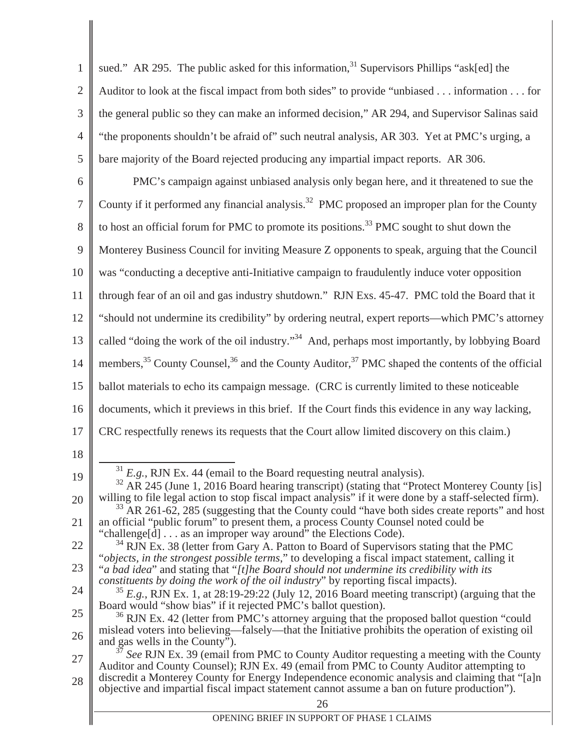sued." AR 295. The public asked for this information,[31] Supervisors Phillips "ask[ed] the Auditor to look at the fiscal impact from both sides" to provide "unbiased . . . information . . . for the general public so they can make an informed decision," AR 294, and Supervisor Salinas said "the proponents shouldn't be afraid of" such neutral analysis, AR 303. Yet at PMC's urging, a bare majority of the Board rejected producing any impartial impact reports. AR 306.

PMC's campaign against unbiased analysis only began here, and it threatened to sue the County if it performed any financial analysis.[32] PMC proposed an improper plan for the County to host an official forum for PMC to promote its positions.[33] PMC sought to shut down the Monterey Business Council for inviting Measure Z opponents to speak, arguing that the Council was "conducting a deceptive anti-Initiative campaign to fraudulently induce voter opposition through fear of an oil and gas industry shutdown." RJN Exs. 45-47. PMC told the Board that it "should not undermine its credibility" by ordering neutral, expert reports—which PMC's attorney called "doing the work of the oil industry."[34] And, perhaps most importantly, by lobbying Board members,[35] County Counsel,[36] and the County Auditor,[37] PMC shaped the contents of the official ballot materials to echo its campaign message. (CRC is currently limited to these noticeable documents, which it previews in this brief. If the Court finds this evidence in any way lacking, CRC respectfully renews its requests that the Court allow limited discovery on this claim.)

---

[31] *E.g.*, RJN Ex. 44 (email to the Board requesting neutral analysis).

[32] AR 245 (June 1, 2016 Board hearing transcript) (stating that "Protect Monterey County [is] willing to file legal action to stop fiscal impact analysis" if it were done by a staff-selected firm).

[33] AR 261-62, 285 (suggesting that the County could "have both sides create reports" and host an official "public forum" to present them, a process County Counsel noted could be "challenge[d] . . . as an improper way around" the Elections Code).

[34] RJN Ex. 38 (letter from Gary A. Patton to Board of Supervisors stating that the PMC "*objects, in the strongest possible terms*," to developing a fiscal impact statement, calling it "*a bad idea*" and stating that "*[t]he Board should not undermine its credibility with its constituents by doing the work of the oil industry*" by reporting fiscal impacts).

[35] *E.g.*, RJN Ex. 1, at 28:19-29:22 (July 12, 2016 Board meeting transcript) (arguing that the Board would "show bias" if it rejected PMC's ballot question).

[36] RJN Ex. 42 (letter from PMC's attorney arguing that the proposed ballot question "could mislead voters into believing—falsely—that the Initiative prohibits the operation of existing oil and gas wells in the County").

[37] *See* RJN Ex. 39 (email from PMC to County Auditor requesting a meeting with the County Auditor and County Counsel); RJN Ex. 49 (email from PMC to County Auditor attempting to discredit a Monterey County for Energy Independence economic analysis and claiming that "[a]n objective and impartial fiscal impact statement cannot assume a ban on future production").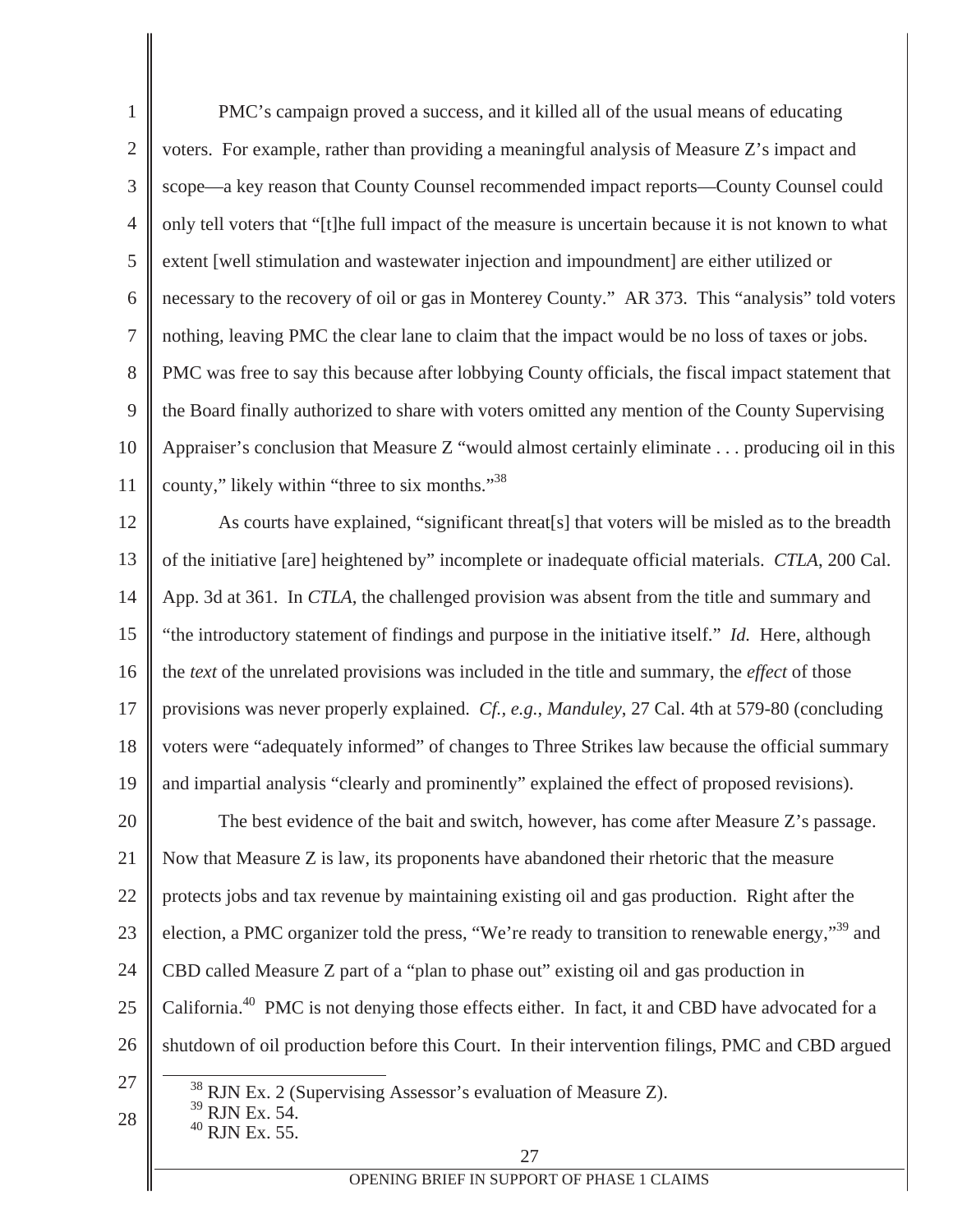PMC's campaign proved a success, and it killed all of the usual means of educating voters. For example, rather than providing a meaningful analysis of Measure Z's impact and scope—a key reason that County Counsel recommended impact reports—County Counsel could only tell voters that "[t]he full impact of the measure is uncertain because it is not known to what extent [well stimulation and wastewater injection and impoundment] are either utilized or necessary to the recovery of oil or gas in Monterey County." AR 373. This "analysis" told voters nothing, leaving PMC the clear lane to claim that the impact would be no loss of taxes or jobs. PMC was free to say this because after lobbying County officials, the fiscal impact statement that the Board finally authorized to share with voters omitted any mention of the County Supervising Appraiser's conclusion that Measure Z "would almost certainly eliminate . . . producing oil in this county," likely within "three to six months."[38]

As courts have explained, "significant threat[s] that voters will be misled as to the breadth of the initiative [are] heightened by" incomplete or inadequate official materials. *CTLA*, 200 Cal. App. 3d at 361. In *CTLA*, the challenged provision was absent from the title and summary and "the introductory statement of findings and purpose in the initiative itself." *Id.* Here, although the *text* of the unrelated provisions was included in the title and summary, the *effect* of those provisions was never properly explained. *Cf., e.g., Manduley*, 27 Cal. 4th at 579-80 (concluding voters were "adequately informed" of changes to Three Strikes law because the official summary and impartial analysis "clearly and prominently" explained the effect of proposed revisions).

The best evidence of the bait and switch, however, has come after Measure Z's passage. Now that Measure Z is law, its proponents have abandoned their rhetoric that the measure protects jobs and tax revenue by maintaining existing oil and gas production. Right after the election, a PMC organizer told the press, "We're ready to transition to renewable energy,"[39] and CBD called Measure Z part of a "plan to phase out" existing oil and gas production in California.[40] PMC is not denying those effects either. In fact, it and CBD have advocated for a shutdown of oil production before this Court. In their intervention filings, PMC and CBD argued

[38] RJN Ex. 2 (Supervising Assessor's evaluation of Measure Z).
[39] RJN Ex. 54.
[40] RJN Ex. 55.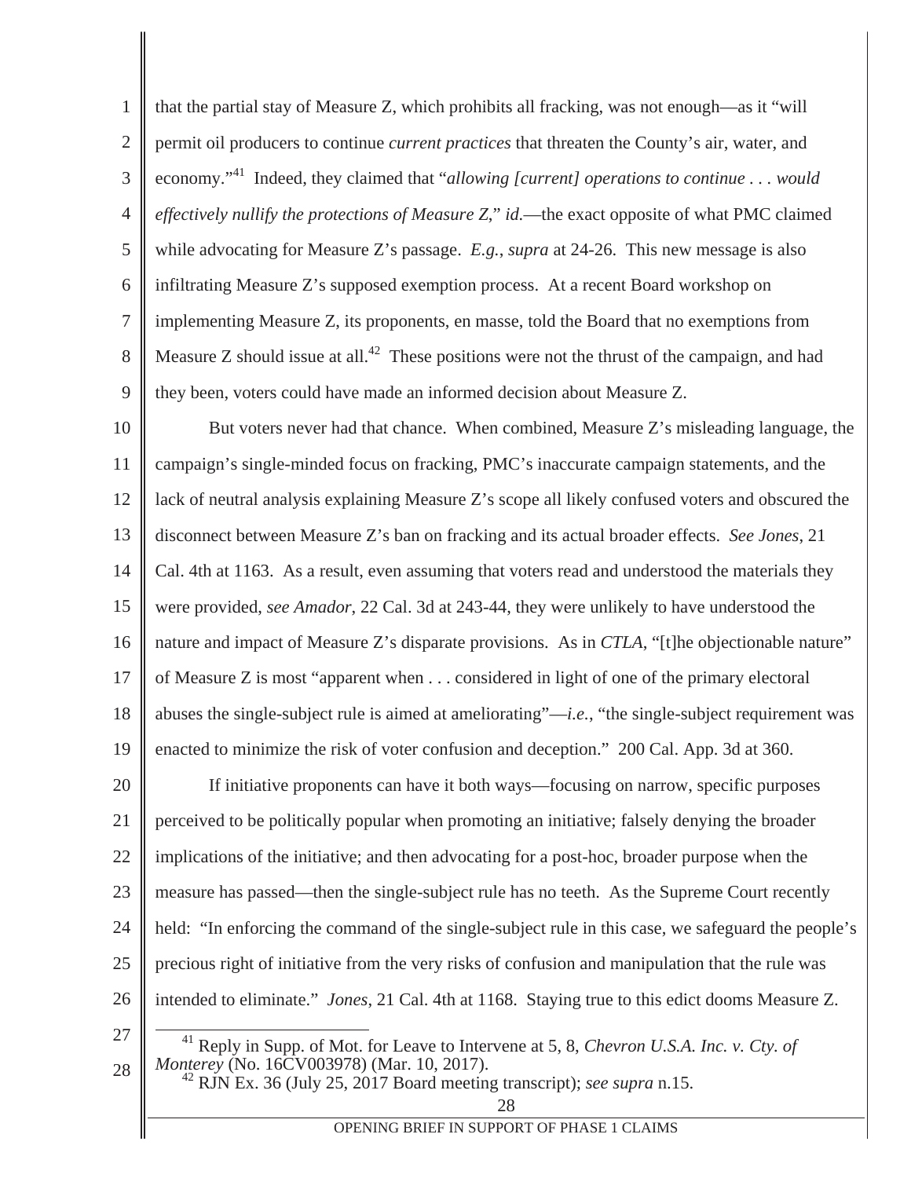that the partial stay of Measure Z, which prohibits all fracking, was not enough—as it "will permit oil producers to continue *current practices* that threaten the County's air, water, and economy."[41] Indeed, they claimed that "*allowing [current] operations to continue . . . would effectively nullify the protections of Measure Z*," *id.*—the exact opposite of what PMC claimed while advocating for Measure Z's passage. *E.g.*, *supra* at 24-26. This new message is also infiltrating Measure Z's supposed exemption process. At a recent Board workshop on implementing Measure Z, its proponents, en masse, told the Board that no exemptions from Measure Z should issue at all.[42] These positions were not the thrust of the campaign, and had they been, voters could have made an informed decision about Measure Z.

But voters never had that chance. When combined, Measure Z's misleading language, the campaign's single-minded focus on fracking, PMC's inaccurate campaign statements, and the lack of neutral analysis explaining Measure Z's scope all likely confused voters and obscured the disconnect between Measure Z's ban on fracking and its actual broader effects. *See Jones*, 21 Cal. 4th at 1163. As a result, even assuming that voters read and understood the materials they were provided, *see Amador*, 22 Cal. 3d at 243-44, they were unlikely to have understood the nature and impact of Measure Z's disparate provisions. As in *CTLA*, "[t]he objectionable nature" of Measure Z is most "apparent when . . . considered in light of one of the primary electoral abuses the single-subject rule is aimed at ameliorating"—*i.e.*, "the single-subject requirement was enacted to minimize the risk of voter confusion and deception." 200 Cal. App. 3d at 360.

If initiative proponents can have it both ways—focusing on narrow, specific purposes perceived to be politically popular when promoting an initiative; falsely denying the broader implications of the initiative; and then advocating for a post-hoc, broader purpose when the measure has passed—then the single-subject rule has no teeth. As the Supreme Court recently held: "In enforcing the command of the single-subject rule in this case, we safeguard the people's precious right of initiative from the very risks of confusion and manipulation that the rule was intended to eliminate." *Jones*, 21 Cal. 4th at 1168. Staying true to this edict dooms Measure Z.

---

[41] Reply in Supp. of Mot. for Leave to Intervene at 5, 8, *Chevron U.S.A. Inc. v. Cty. of Monterey* (No. 16CV003978) (Mar. 10, 2017).

[42] RJN Ex. 36 (July 25, 2017 Board meeting transcript); *see supra* n.15.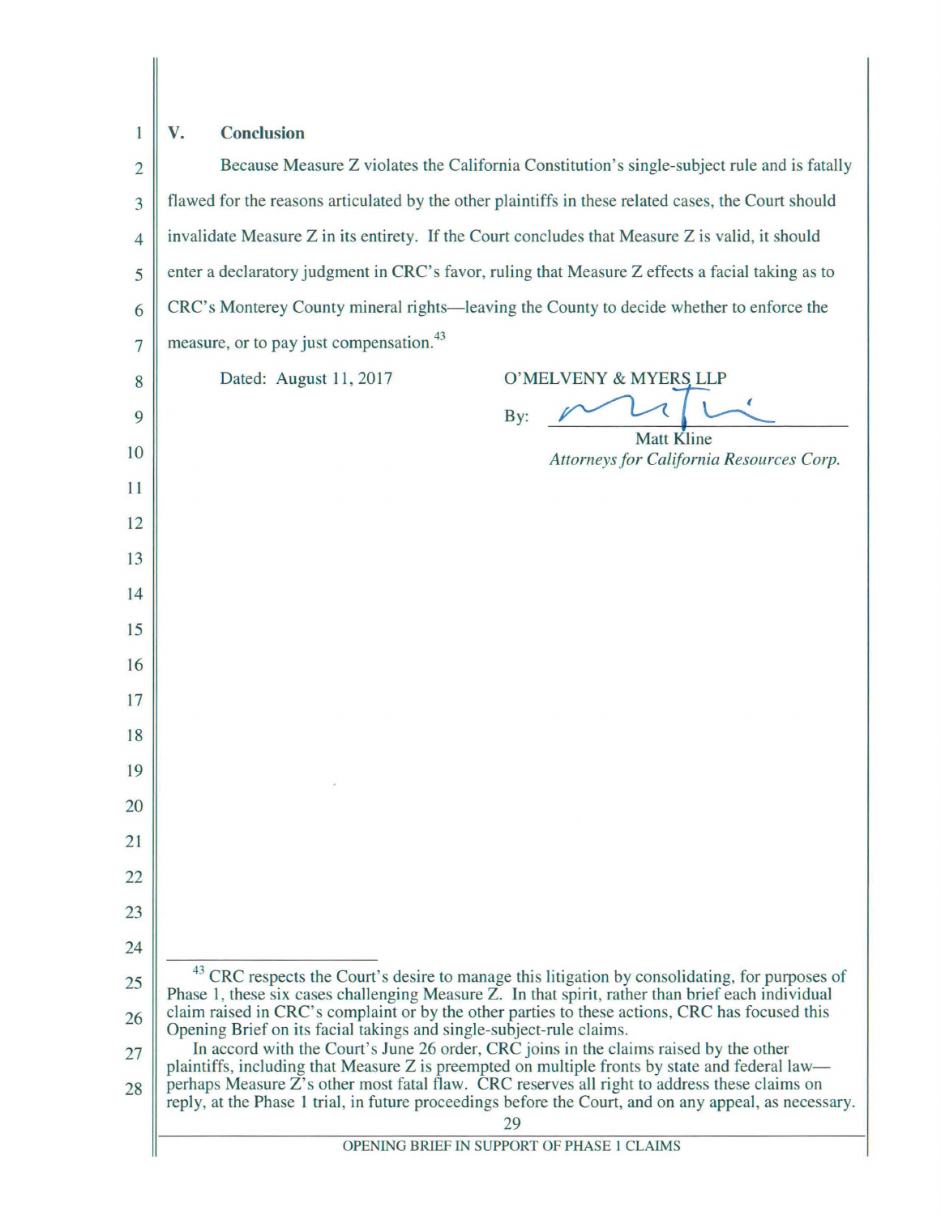## V. Conclusion

Because Measure Z violates the California Constitution's single-subject rule and is fatally flawed for the reasons articulated by the other plaintiffs in these related cases, the Court should invalidate Measure Z in its entirety. If the Court concludes that Measure Z is valid, it should enter a declaratory judgment in CRC's favor, ruling that Measure Z effects a facial taking as to CRC's Monterey County mineral rights—leaving the County to decide whether to enforce the measure, or to pay just compensation.[43]

Dated: August 11, 2017

O'MELVENY & MYERS LLP

By: 

Matt Kline
*Attorneys for California Resources Corp.*

---

[43] CRC respects the Court's desire to manage this litigation by consolidating, for purposes of Phase 1, these six cases challenging Measure Z. In that spirit, rather than brief each individual claim raised in CRC's complaint or by the other parties to these actions, CRC has focused this Opening Brief on its facial takings and single-subject-rule claims.

In accord with the Court's June 26 order, CRC joins in the claims raised by the other plaintiffs, including that Measure Z is preempted on multiple fronts by state and federal law—perhaps Measure Z's other most fatal flaw. CRC reserves all right to address these claims on reply, at the Phase 1 trial, in future proceedings before the Court, and on any appeal, as necessary.